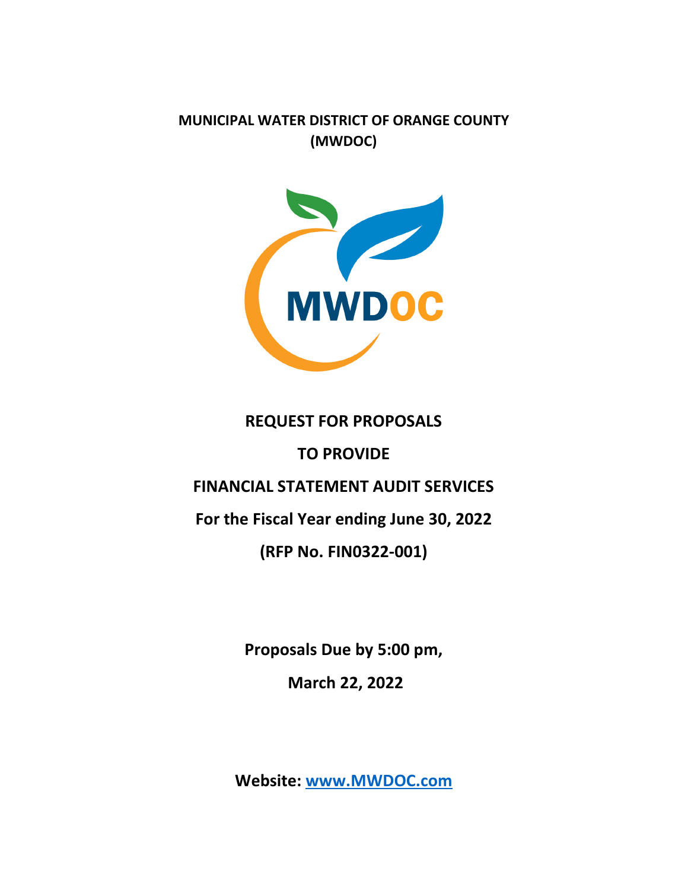**MUNICIPAL WATER DISTRICT OF ORANGE COUNTY**
**(MWDOC)**

# REQUEST FOR PROPOSALS

## TO PROVIDE

## FINANCIAL STATEMENT AUDIT SERVICES

## For the Fiscal Year ending June 30, 2022

## (RFP No. FIN0322-001)

**Proposals Due by 5:00 pm,**

**March 22, 2022**

**Website: [www.MWDOC.com](http://www.MWDOC.com)**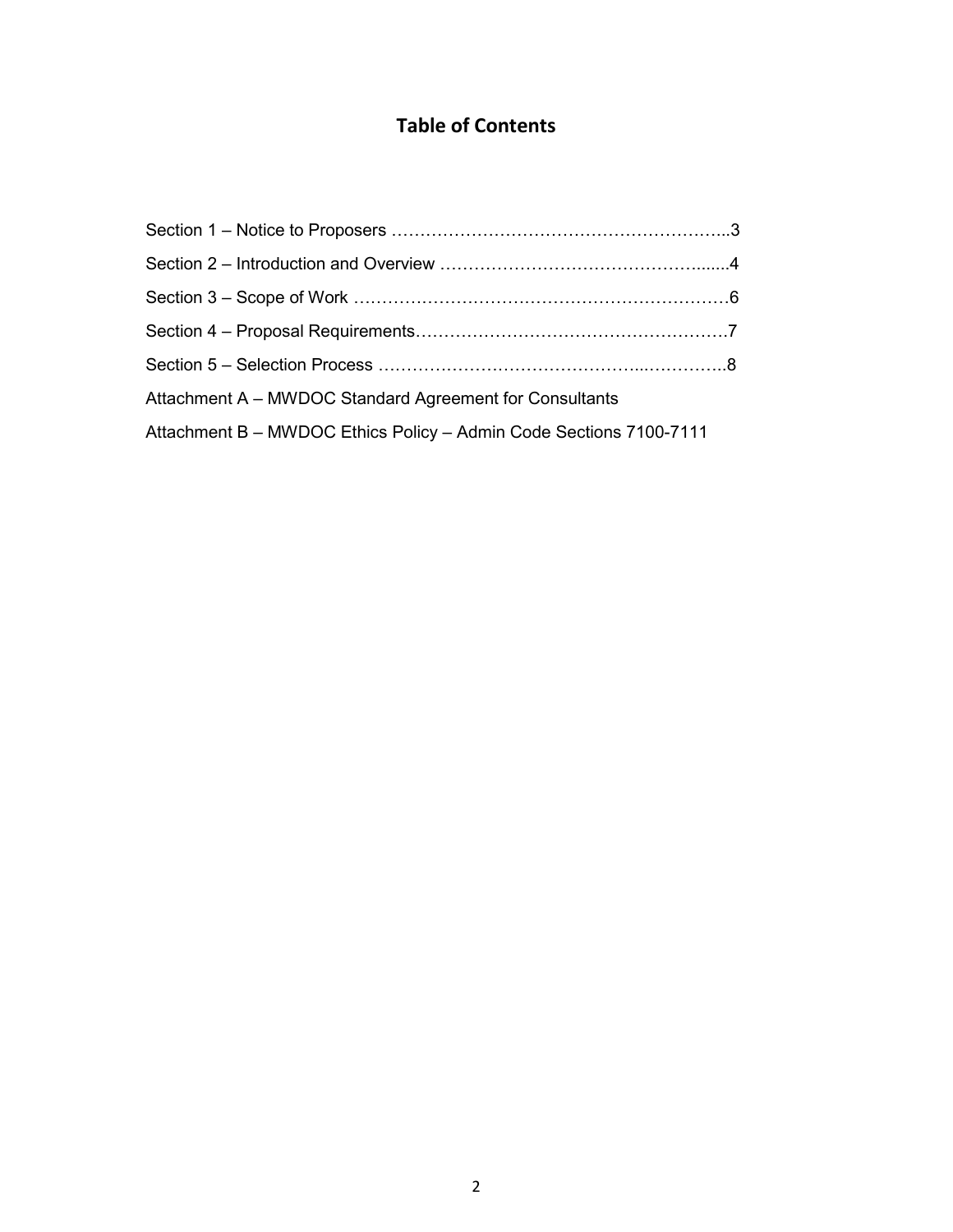# Table of Contents

Section 1 – Notice to Proposers ……………………………………………………..3

Section 2 – Introduction and Overview ……………………………………….......4

Section 3 – Scope of Work …………………………………………………………6

Section 4 – Proposal Requirements………………………………………………7

Section 5 – Selection Process ………………………………………...…………..8

Attachment A – MWDOC Standard Agreement for Consultants

Attachment B – MWDOC Ethics Policy – Admin Code Sections 7100-7111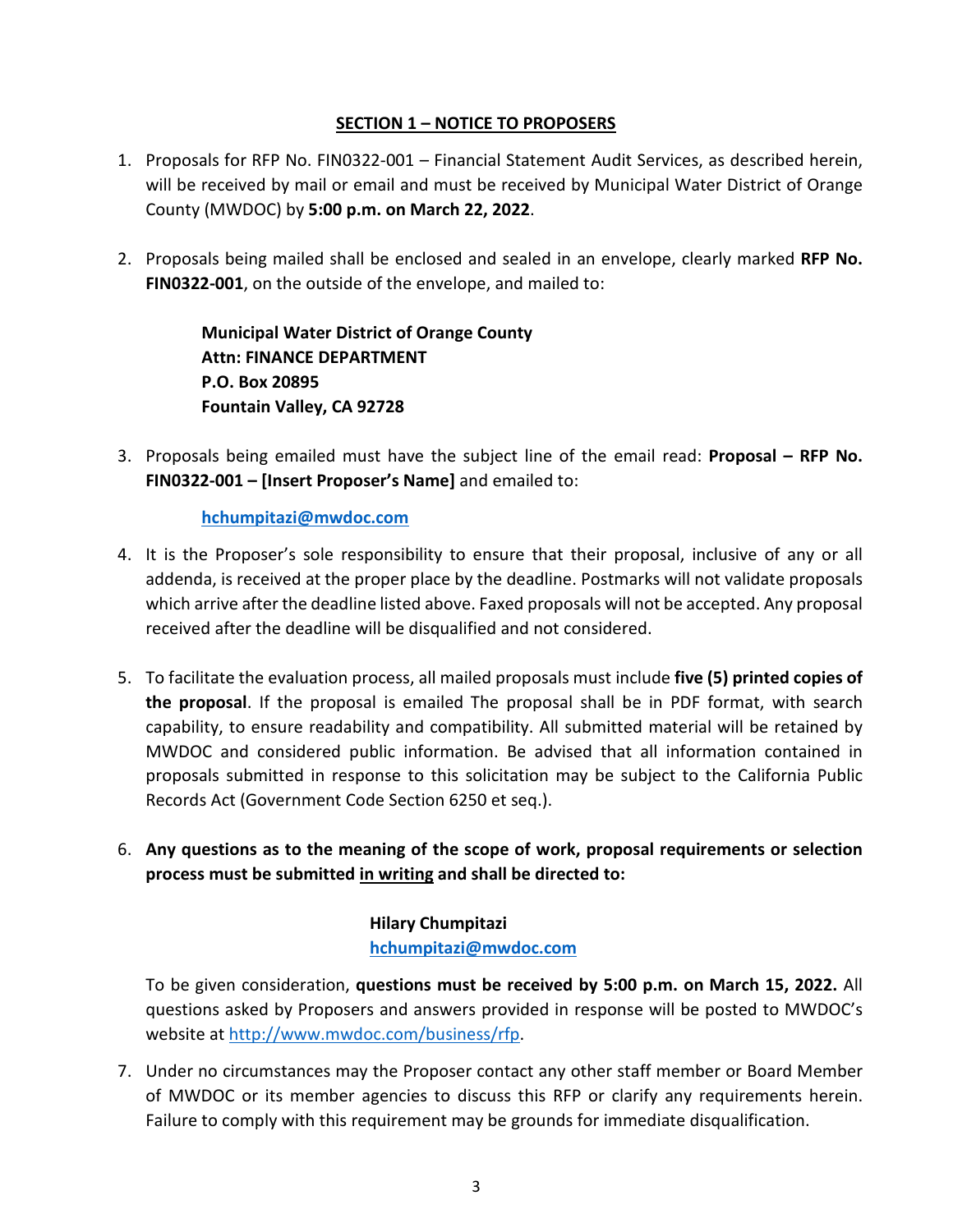## SECTION 1 – NOTICE TO PROPOSERS

1. Proposals for RFP No. FIN0322-001 – Financial Statement Audit Services, as described herein, will be received by mail or email and must be received by Municipal Water District of Orange County (MWDOC) by **5:00 p.m. on March 22, 2022**.

2. Proposals being mailed shall be enclosed and sealed in an envelope, clearly marked **RFP No. FIN0322-001**, on the outside of the envelope, and mailed to:

   **Municipal Water District of Orange County**
   **Attn: FINANCE DEPARTMENT**
   **P.O. Box 20895**
   **Fountain Valley, CA 92728**

3. Proposals being emailed must have the subject line of the email read: **Proposal – RFP No. FIN0322-001 – [Insert Proposer's Name]** and emailed to:

   **hchumpitazi@mwdoc.com**

4. It is the Proposer's sole responsibility to ensure that their proposal, inclusive of any or all addenda, is received at the proper place by the deadline. Postmarks will not validate proposals which arrive after the deadline listed above. Faxed proposals will not be accepted. Any proposal received after the deadline will be disqualified and not considered.

5. To facilitate the evaluation process, all mailed proposals must include **five (5) printed copies of the proposal**. If the proposal is emailed The proposal shall be in PDF format, with search capability, to ensure readability and compatibility. All submitted material will be retained by MWDOC and considered public information. Be advised that all information contained in proposals submitted in response to this solicitation may be subject to the California Public Records Act (Government Code Section 6250 et seq.).

6. **Any questions as to the meaning of the scope of work, proposal requirements or selection process must be submitted in writing and shall be directed to:**

   **Hilary Chumpitazi**
   **hchumpitazi@mwdoc.com**

   To be given consideration, **questions must be received by 5:00 p.m. on March 15, 2022.** All questions asked by Proposers and answers provided in response will be posted to MWDOC's website at http://www.mwdoc.com/business/rfp.

7. Under no circumstances may the Proposer contact any other staff member or Board Member of MWDOC or its member agencies to discuss this RFP or clarify any requirements herein. Failure to comply with this requirement may be grounds for immediate disqualification.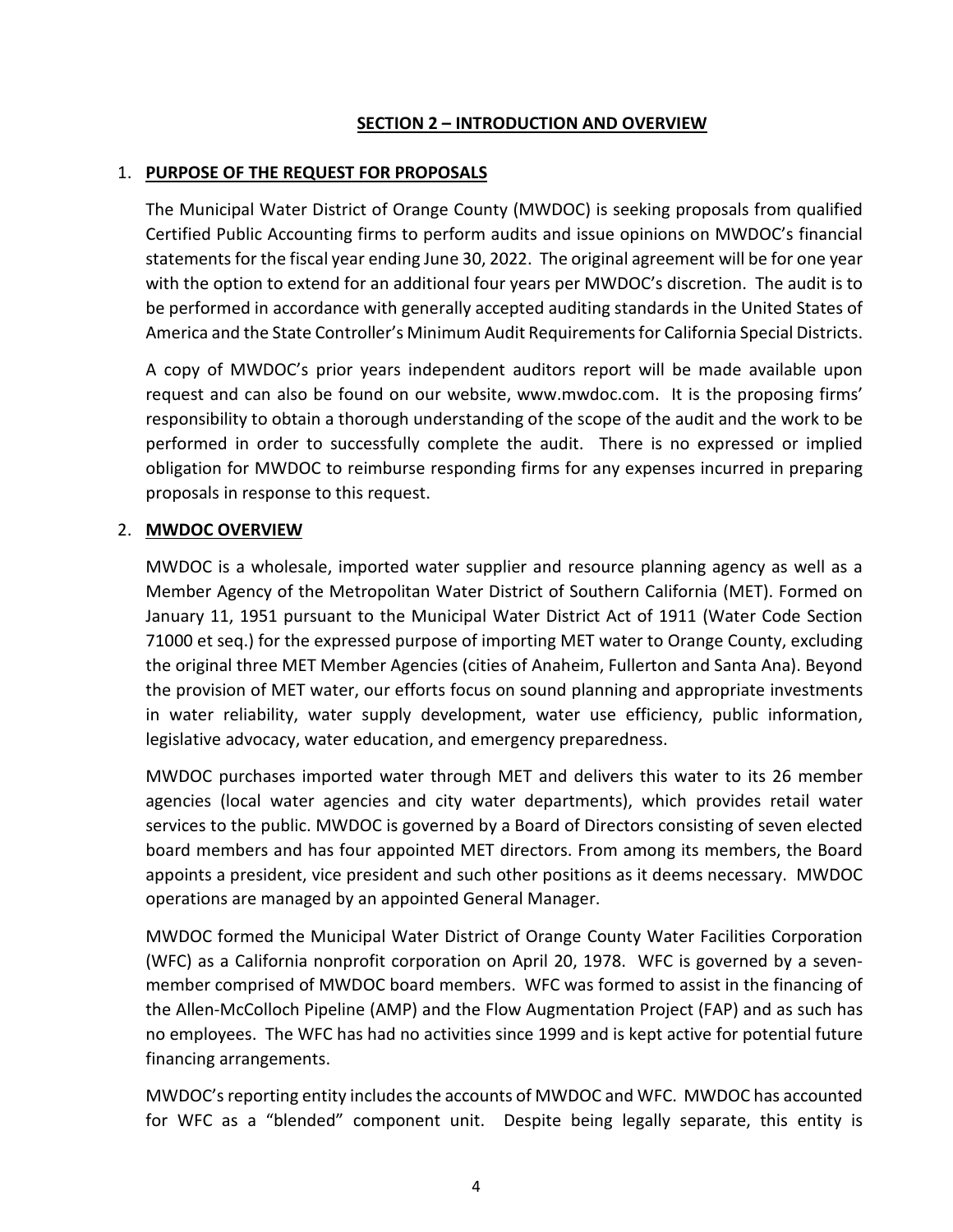## SECTION 2 – INTRODUCTION AND OVERVIEW

1. **PURPOSE OF THE REQUEST FOR PROPOSALS**

   The Municipal Water District of Orange County (MWDOC) is seeking proposals from qualified Certified Public Accounting firms to perform audits and issue opinions on MWDOC's financial statements for the fiscal year ending June 30, 2022. The original agreement will be for one year with the option to extend for an additional four years per MWDOC's discretion. The audit is to be performed in accordance with generally accepted auditing standards in the United States of America and the State Controller's Minimum Audit Requirements for California Special Districts.

   A copy of MWDOC's prior years independent auditors report will be made available upon request and can also be found on our website, www.mwdoc.com. It is the proposing firms' responsibility to obtain a thorough understanding of the scope of the audit and the work to be performed in order to successfully complete the audit. There is no expressed or implied obligation for MWDOC to reimburse responding firms for any expenses incurred in preparing proposals in response to this request.

2. **MWDOC OVERVIEW**

   MWDOC is a wholesale, imported water supplier and resource planning agency as well as a Member Agency of the Metropolitan Water District of Southern California (MET). Formed on January 11, 1951 pursuant to the Municipal Water District Act of 1911 (Water Code Section 71000 et seq.) for the expressed purpose of importing MET water to Orange County, excluding the original three MET Member Agencies (cities of Anaheim, Fullerton and Santa Ana). Beyond the provision of MET water, our efforts focus on sound planning and appropriate investments in water reliability, water supply development, water use efficiency, public information, legislative advocacy, water education, and emergency preparedness.

   MWDOC purchases imported water through MET and delivers this water to its 26 member agencies (local water agencies and city water departments), which provides retail water services to the public. MWDOC is governed by a Board of Directors consisting of seven elected board members and has four appointed MET directors. From among its members, the Board appoints a president, vice president and such other positions as it deems necessary. MWDOC operations are managed by an appointed General Manager.

   MWDOC formed the Municipal Water District of Orange County Water Facilities Corporation (WFC) as a California nonprofit corporation on April 20, 1978. WFC is governed by a seven-member comprised of MWDOC board members. WFC was formed to assist in the financing of the Allen-McColloch Pipeline (AMP) and the Flow Augmentation Project (FAP) and as such has no employees. The WFC has had no activities since 1999 and is kept active for potential future financing arrangements.

   MWDOC's reporting entity includes the accounts of MWDOC and WFC. MWDOC has accounted for WFC as a "blended" component unit. Despite being legally separate, this entity is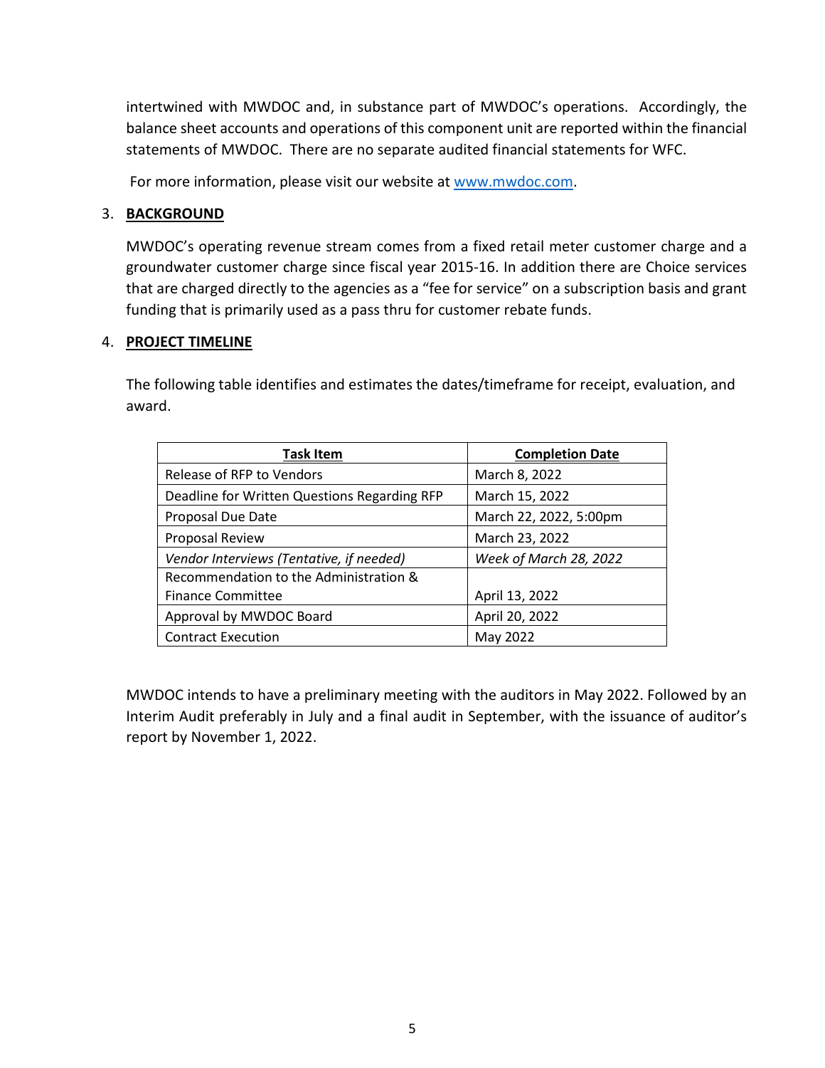intertwined with MWDOC and, in substance part of MWDOC's operations. Accordingly, the balance sheet accounts and operations of this component unit are reported within the financial statements of MWDOC. There are no separate audited financial statements for WFC.

For more information, please visit our website at [www.mwdoc.com](http://www.mwdoc.com).

3. **BACKGROUND**

MWDOC's operating revenue stream comes from a fixed retail meter customer charge and a groundwater customer charge since fiscal year 2015-16. In addition there are Choice services that are charged directly to the agencies as a "fee for service" on a subscription basis and grant funding that is primarily used as a pass thru for customer rebate funds.

4. **PROJECT TIMELINE**

The following table identifies and estimates the dates/timeframe for receipt, evaluation, and award.

| **Task Item** | **Completion Date** |
|---|---|
| Release of RFP to Vendors | March 8, 2022 |
| Deadline for Written Questions Regarding RFP | March 15, 2022 |
| Proposal Due Date | March 22, 2022, 5:00pm |
| Proposal Review | March 23, 2022 |
| *Vendor Interviews (Tentative, if needed)* | *Week of March 28, 2022* |
| Recommendation to the Administration & Finance Committee | April 13, 2022 |
| Approval by MWDOC Board | April 20, 2022 |
| Contract Execution | May 2022 |

MWDOC intends to have a preliminary meeting with the auditors in May 2022. Followed by an Interim Audit preferably in July and a final audit in September, with the issuance of auditor's report by November 1, 2022.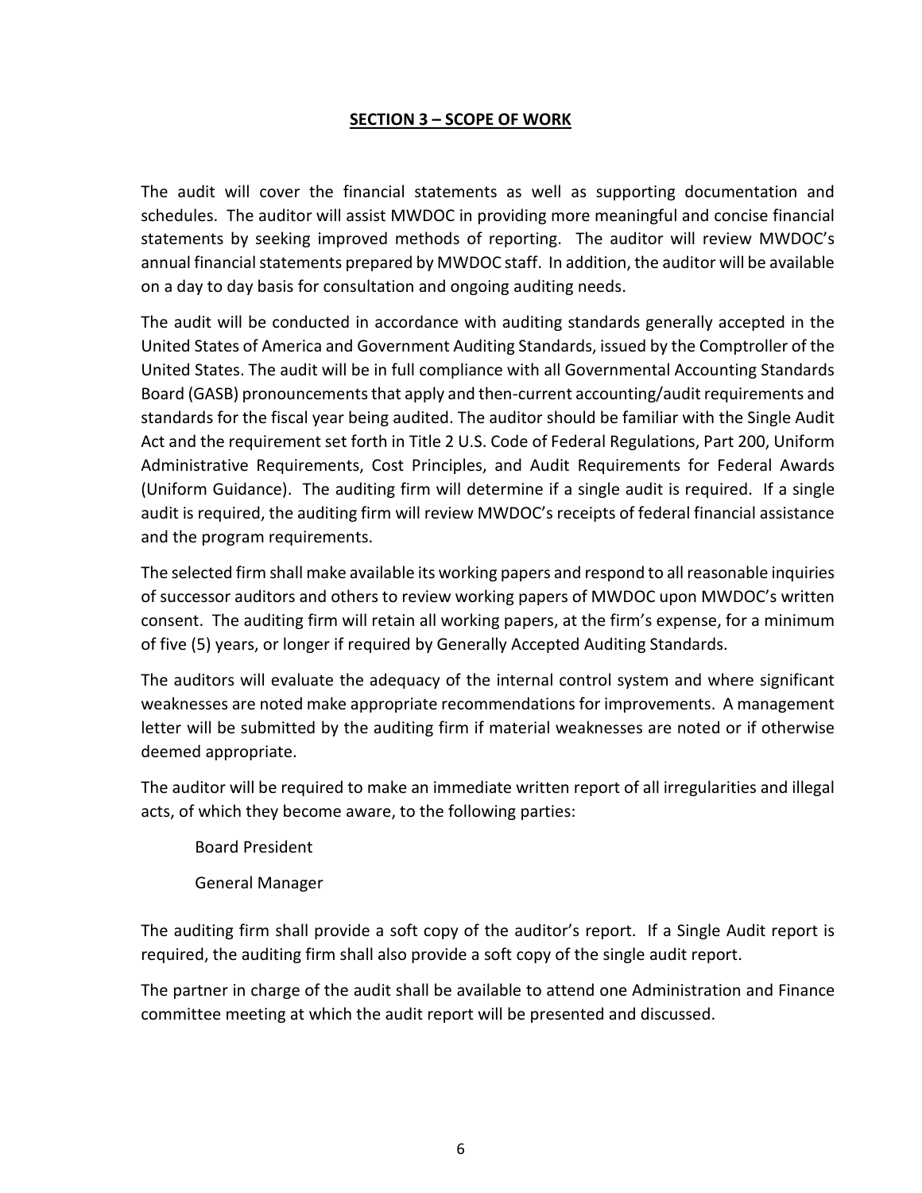## SECTION 3 – SCOPE OF WORK

The audit will cover the financial statements as well as supporting documentation and schedules. The auditor will assist MWDOC in providing more meaningful and concise financial statements by seeking improved methods of reporting. The auditor will review MWDOC's annual financial statements prepared by MWDOC staff. In addition, the auditor will be available on a day to day basis for consultation and ongoing auditing needs.

The audit will be conducted in accordance with auditing standards generally accepted in the United States of America and Government Auditing Standards, issued by the Comptroller of the United States. The audit will be in full compliance with all Governmental Accounting Standards Board (GASB) pronouncements that apply and then-current accounting/audit requirements and standards for the fiscal year being audited. The auditor should be familiar with the Single Audit Act and the requirement set forth in Title 2 U.S. Code of Federal Regulations, Part 200, Uniform Administrative Requirements, Cost Principles, and Audit Requirements for Federal Awards (Uniform Guidance). The auditing firm will determine if a single audit is required. If a single audit is required, the auditing firm will review MWDOC's receipts of federal financial assistance and the program requirements.

The selected firm shall make available its working papers and respond to all reasonable inquiries of successor auditors and others to review working papers of MWDOC upon MWDOC's written consent. The auditing firm will retain all working papers, at the firm's expense, for a minimum of five (5) years, or longer if required by Generally Accepted Auditing Standards.

The auditors will evaluate the adequacy of the internal control system and where significant weaknesses are noted make appropriate recommendations for improvements. A management letter will be submitted by the auditing firm if material weaknesses are noted or if otherwise deemed appropriate.

The auditor will be required to make an immediate written report of all irregularities and illegal acts, of which they become aware, to the following parties:

Board President

General Manager

The auditing firm shall provide a soft copy of the auditor's report. If a Single Audit report is required, the auditing firm shall also provide a soft copy of the single audit report.

The partner in charge of the audit shall be available to attend one Administration and Finance committee meeting at which the audit report will be presented and discussed.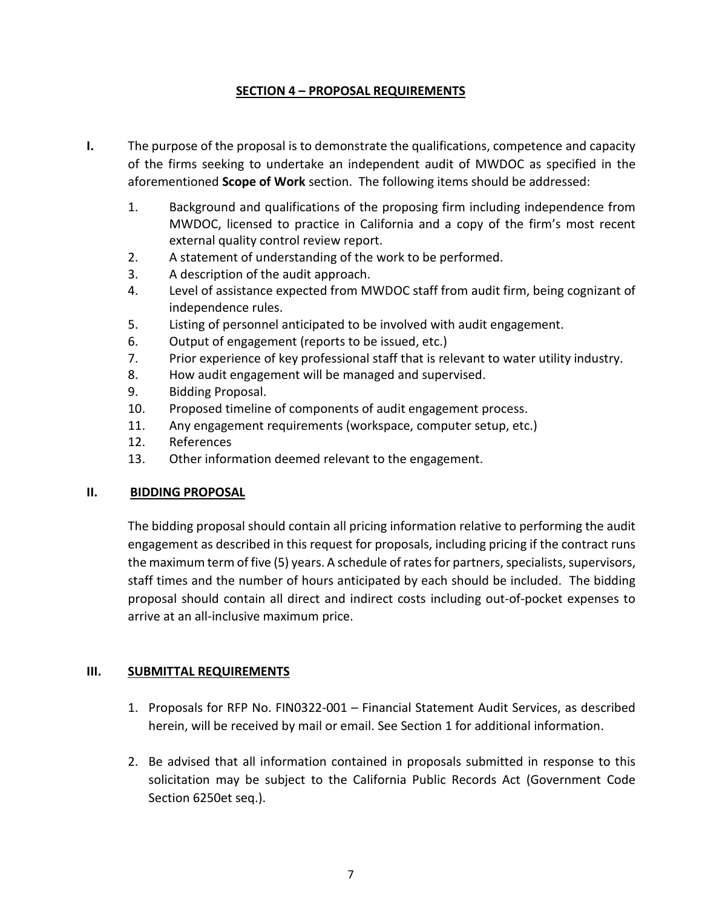## SECTION 4 – PROPOSAL REQUIREMENTS

**I.** The purpose of the proposal is to demonstrate the qualifications, competence and capacity of the firms seeking to undertake an independent audit of MWDOC as specified in the aforementioned **Scope of Work** section. The following items should be addressed:

1. Background and qualifications of the proposing firm including independence from MWDOC, licensed to practice in California and a copy of the firm's most recent external quality control review report.
2. A statement of understanding of the work to be performed.
3. A description of the audit approach.
4. Level of assistance expected from MWDOC staff from audit firm, being cognizant of independence rules.
5. Listing of personnel anticipated to be involved with audit engagement.
6. Output of engagement (reports to be issued, etc.)
7. Prior experience of key professional staff that is relevant to water utility industry.
8. How audit engagement will be managed and supervised.
9. Bidding Proposal.
10. Proposed timeline of components of audit engagement process.
11. Any engagement requirements (workspace, computer setup, etc.)
12. References
13. Other information deemed relevant to the engagement.

### II. BIDDING PROPOSAL

The bidding proposal should contain all pricing information relative to performing the audit engagement as described in this request for proposals, including pricing if the contract runs the maximum term of five (5) years. A schedule of rates for partners, specialists, supervisors, staff times and the number of hours anticipated by each should be included. The bidding proposal should contain all direct and indirect costs including out-of-pocket expenses to arrive at an all-inclusive maximum price.

### III. SUBMITTAL REQUIREMENTS

1. Proposals for RFP No. FIN0322-001 – Financial Statement Audit Services, as described herein, will be received by mail or email. See Section 1 for additional information.

2. Be advised that all information contained in proposals submitted in response to this solicitation may be subject to the California Public Records Act (Government Code Section 6250et seq.).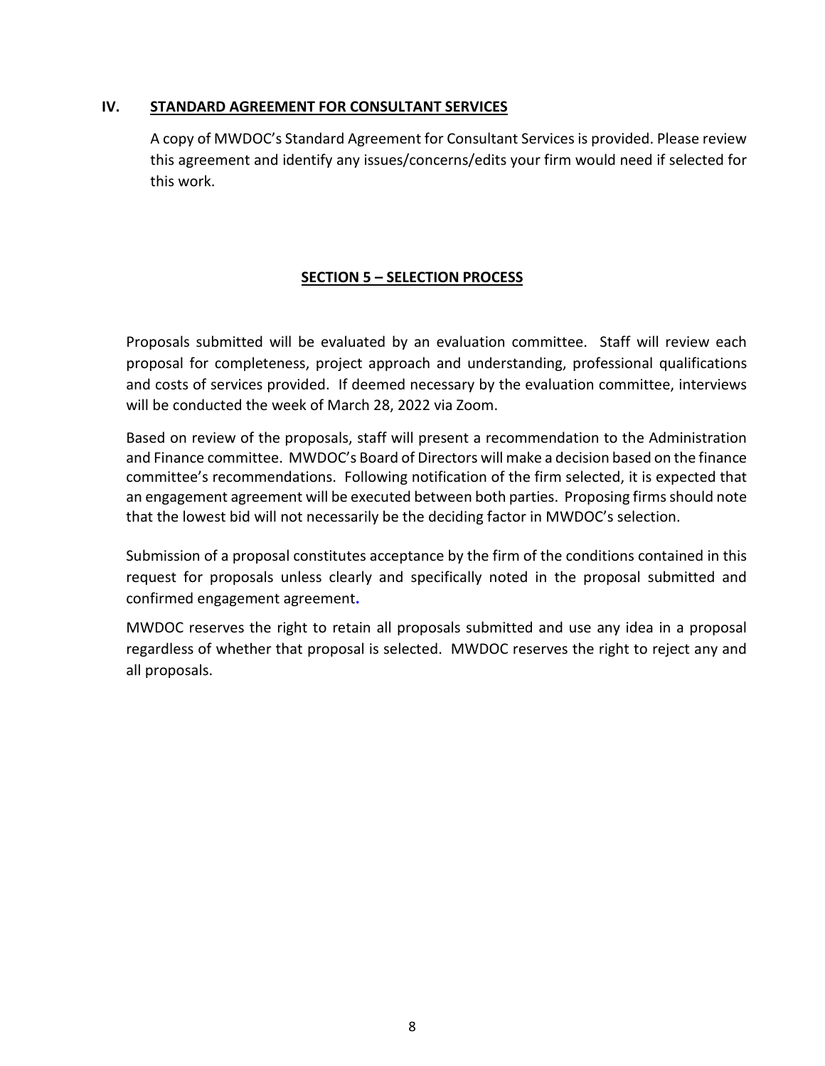### IV. STANDARD AGREEMENT FOR CONSULTANT SERVICES

A copy of MWDOC's Standard Agreement for Consultant Services is provided. Please review this agreement and identify any issues/concerns/edits your firm would need if selected for this work.

## SECTION 5 – SELECTION PROCESS

Proposals submitted will be evaluated by an evaluation committee. Staff will review each proposal for completeness, project approach and understanding, professional qualifications and costs of services provided. If deemed necessary by the evaluation committee, interviews will be conducted the week of March 28, 2022 via Zoom.

Based on review of the proposals, staff will present a recommendation to the Administration and Finance committee. MWDOC's Board of Directors will make a decision based on the finance committee's recommendations. Following notification of the firm selected, it is expected that an engagement agreement will be executed between both parties. Proposing firms should note that the lowest bid will not necessarily be the deciding factor in MWDOC's selection.

Submission of a proposal constitutes acceptance by the firm of the conditions contained in this request for proposals unless clearly and specifically noted in the proposal submitted and confirmed engagement agreement.

MWDOC reserves the right to retain all proposals submitted and use any idea in a proposal regardless of whether that proposal is selected. MWDOC reserves the right to reject any and all proposals.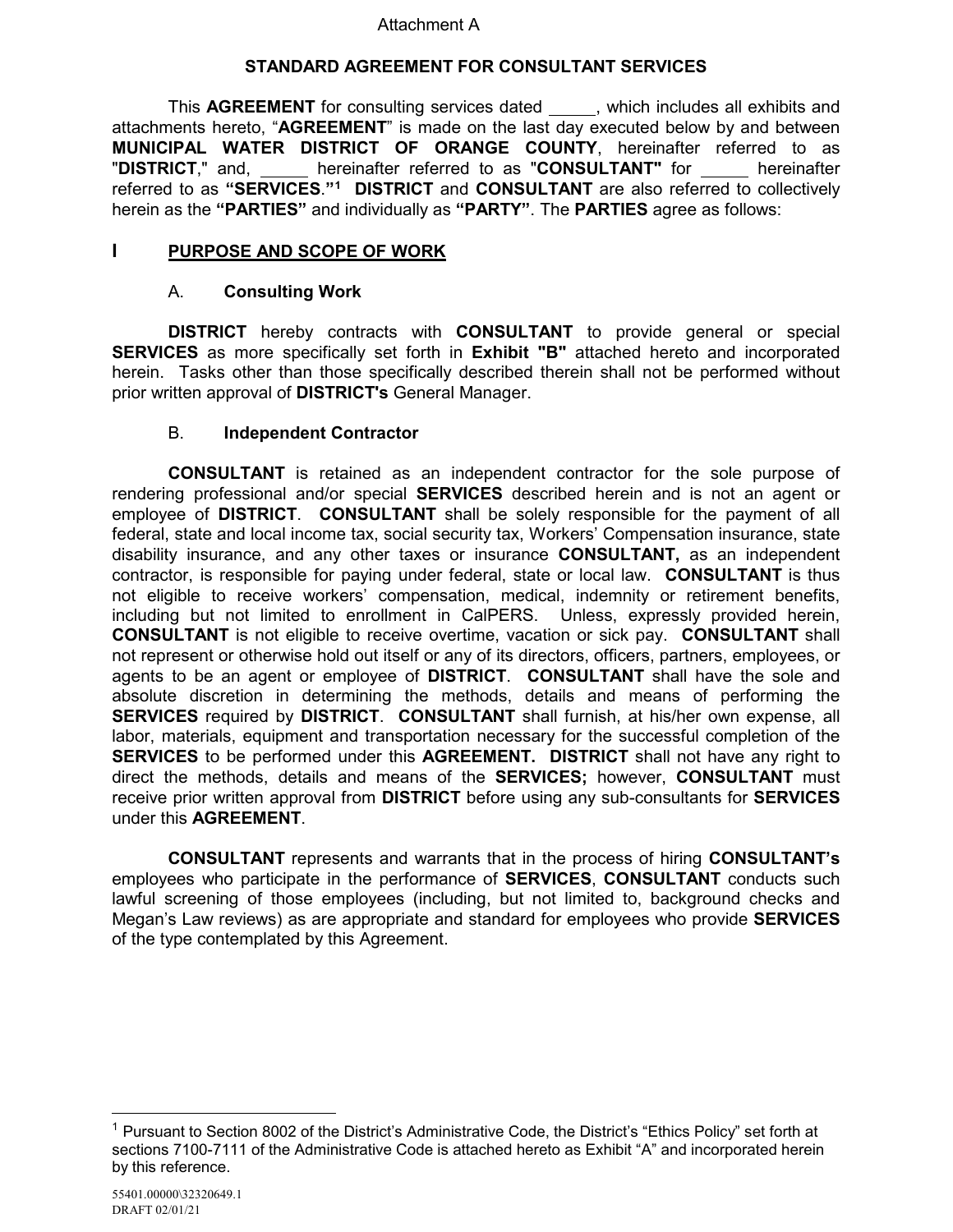Attachment A

## STANDARD AGREEMENT FOR CONSULTANT SERVICES

This **AGREEMENT** for consulting services dated _____, which includes all exhibits and attachments hereto, "**AGREEMENT**" is made on the last day executed below by and between **MUNICIPAL WATER DISTRICT OF ORANGE COUNTY**, hereinafter referred to as "**DISTRICT**," and, _____ hereinafter referred to as "**CONSULTANT"** for _____ hereinafter referred to as **"SERVICES."**[1] **DISTRICT** and **CONSULTANT** are also referred to collectively herein as the **"PARTIES"** and individually as **"PARTY"**. The **PARTIES** agree as follows:

## I PURPOSE AND SCOPE OF WORK

### A. Consulting Work

**DISTRICT** hereby contracts with **CONSULTANT** to provide general or special **SERVICES** as more specifically set forth in **Exhibit "B"** attached hereto and incorporated herein. Tasks other than those specifically described therein shall not be performed without prior written approval of **DISTRICT's** General Manager.

### B. Independent Contractor

**CONSULTANT** is retained as an independent contractor for the sole purpose of rendering professional and/or special **SERVICES** described herein and is not an agent or employee of **DISTRICT**. **CONSULTANT** shall be solely responsible for the payment of all federal, state and local income tax, social security tax, Workers' Compensation insurance, state disability insurance, and any other taxes or insurance **CONSULTANT,** as an independent contractor, is responsible for paying under federal, state or local law. **CONSULTANT** is thus not eligible to receive workers' compensation, medical, indemnity or retirement benefits, including but not limited to enrollment in CalPERS. Unless, expressly provided herein, **CONSULTANT** is not eligible to receive overtime, vacation or sick pay. **CONSULTANT** shall not represent or otherwise hold out itself or any of its directors, officers, partners, employees, or agents to be an agent or employee of **DISTRICT**. **CONSULTANT** shall have the sole and absolute discretion in determining the methods, details and means of performing the **SERVICES** required by **DISTRICT**. **CONSULTANT** shall furnish, at his/her own expense, all labor, materials, equipment and transportation necessary for the successful completion of the **SERVICES** to be performed under this **AGREEMENT. DISTRICT** shall not have any right to direct the methods, details and means of the **SERVICES;** however, **CONSULTANT** must receive prior written approval from **DISTRICT** before using any sub-consultants for **SERVICES** under this **AGREEMENT**.

**CONSULTANT** represents and warrants that in the process of hiring **CONSULTANT's** employees who participate in the performance of **SERVICES**, **CONSULTANT** conducts such lawful screening of those employees (including, but not limited to, background checks and Megan's Law reviews) as are appropriate and standard for employees who provide **SERVICES** of the type contemplated by this Agreement.

[1] Pursuant to Section 8002 of the District's Administrative Code, the District's "Ethics Policy" set forth at sections 7100-7111 of the Administrative Code is attached hereto as Exhibit "A" and incorporated herein by this reference.

55401.00000\32320649.1
DRAFT 02/01/21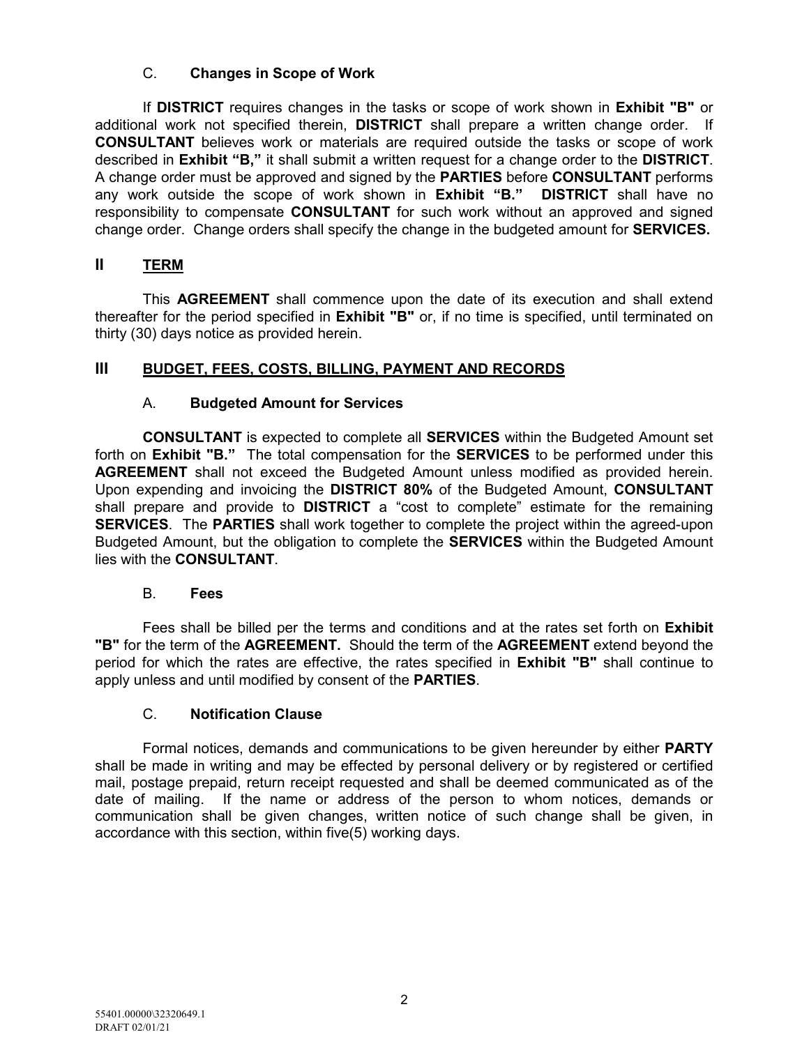### C. **Changes in Scope of Work**

If **DISTRICT** requires changes in the tasks or scope of work shown in **Exhibit "B"** or additional work not specified therein, **DISTRICT** shall prepare a written change order. If **CONSULTANT** believes work or materials are required outside the tasks or scope of work described in **Exhibit "B,"** it shall submit a written request for a change order to the **DISTRICT**. A change order must be approved and signed by the **PARTIES** before **CONSULTANT** performs any work outside the scope of work shown in **Exhibit "B."** **DISTRICT** shall have no responsibility to compensate **CONSULTANT** for such work without an approved and signed change order. Change orders shall specify the change in the budgeted amount for **SERVICES.**

## II TERM

This **AGREEMENT** shall commence upon the date of its execution and shall extend thereafter for the period specified in **Exhibit "B"** or, if no time is specified, until terminated on thirty (30) days notice as provided herein.

## III BUDGET, FEES, COSTS, BILLING, PAYMENT AND RECORDS

### A. **Budgeted Amount for Services**

**CONSULTANT** is expected to complete all **SERVICES** within the Budgeted Amount set forth on **Exhibit "B."** The total compensation for the **SERVICES** to be performed under this **AGREEMENT** shall not exceed the Budgeted Amount unless modified as provided herein. Upon expending and invoicing the **DISTRICT 80%** of the Budgeted Amount, **CONSULTANT** shall prepare and provide to **DISTRICT** a "cost to complete" estimate for the remaining **SERVICES**. The **PARTIES** shall work together to complete the project within the agreed-upon Budgeted Amount, but the obligation to complete the **SERVICES** within the Budgeted Amount lies with the **CONSULTANT**.

### B. **Fees**

Fees shall be billed per the terms and conditions and at the rates set forth on **Exhibit "B"** for the term of the **AGREEMENT.** Should the term of the **AGREEMENT** extend beyond the period for which the rates are effective, the rates specified in **Exhibit "B"** shall continue to apply unless and until modified by consent of the **PARTIES**.

### C. **Notification Clause**

Formal notices, demands and communications to be given hereunder by either **PARTY** shall be made in writing and may be effected by personal delivery or by registered or certified mail, postage prepaid, return receipt requested and shall be deemed communicated as of the date of mailing. If the name or address of the person to whom notices, demands or communication shall be given changes, written notice of such change shall be given, in accordance with this section, within five(5) working days.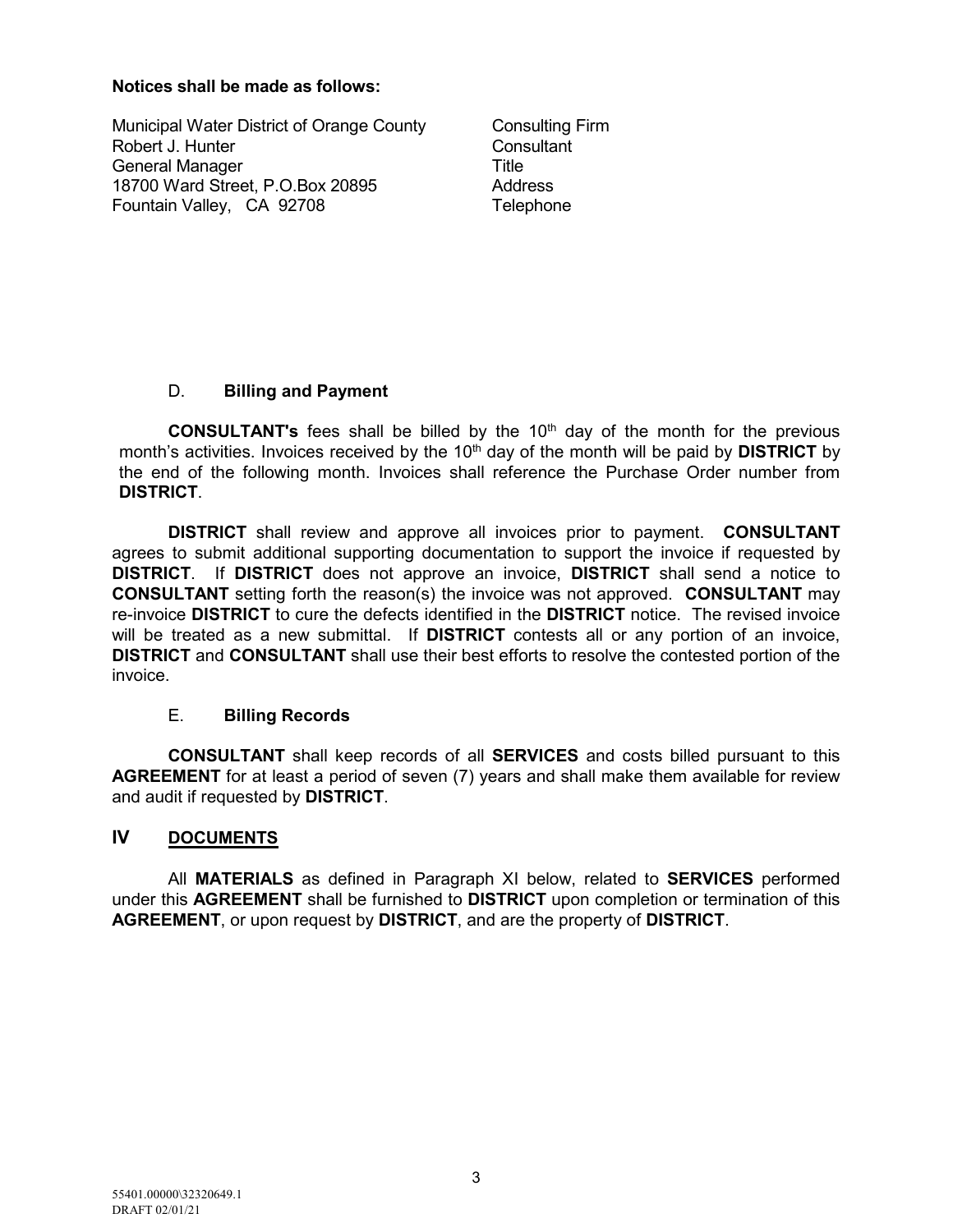**Notices shall be made as follows:**

| | |
|---|---|
| Municipal Water District of Orange County | Consulting Firm |
| Robert J. Hunter | Consultant |
| General Manager | Title |
| 18700 Ward Street, P.O.Box 20895 | Address |
| Fountain Valley, CA 92708 | Telephone |

D. **Billing and Payment**

**CONSULTANT's** fees shall be billed by the 10th day of the month for the previous month's activities. Invoices received by the 10th day of the month will be paid by **DISTRICT** by the end of the following month. Invoices shall reference the Purchase Order number from **DISTRICT**.

**DISTRICT** shall review and approve all invoices prior to payment. **CONSULTANT** agrees to submit additional supporting documentation to support the invoice if requested by **DISTRICT**. If **DISTRICT** does not approve an invoice, **DISTRICT** shall send a notice to **CONSULTANT** setting forth the reason(s) the invoice was not approved. **CONSULTANT** may re-invoice **DISTRICT** to cure the defects identified in the **DISTRICT** notice. The revised invoice will be treated as a new submittal. If **DISTRICT** contests all or any portion of an invoice, **DISTRICT** and **CONSULTANT** shall use their best efforts to resolve the contested portion of the invoice.

E. **Billing Records**

**CONSULTANT** shall keep records of all **SERVICES** and costs billed pursuant to this **AGREEMENT** for at least a period of seven (7) years and shall make them available for review and audit if requested by **DISTRICT**.

## IV DOCUMENTS

All **MATERIALS** as defined in Paragraph XI below, related to **SERVICES** performed under this **AGREEMENT** shall be furnished to **DISTRICT** upon completion or termination of this **AGREEMENT**, or upon request by **DISTRICT**, and are the property of **DISTRICT**.

55401.00000\32320649.1
DRAFT 02/01/21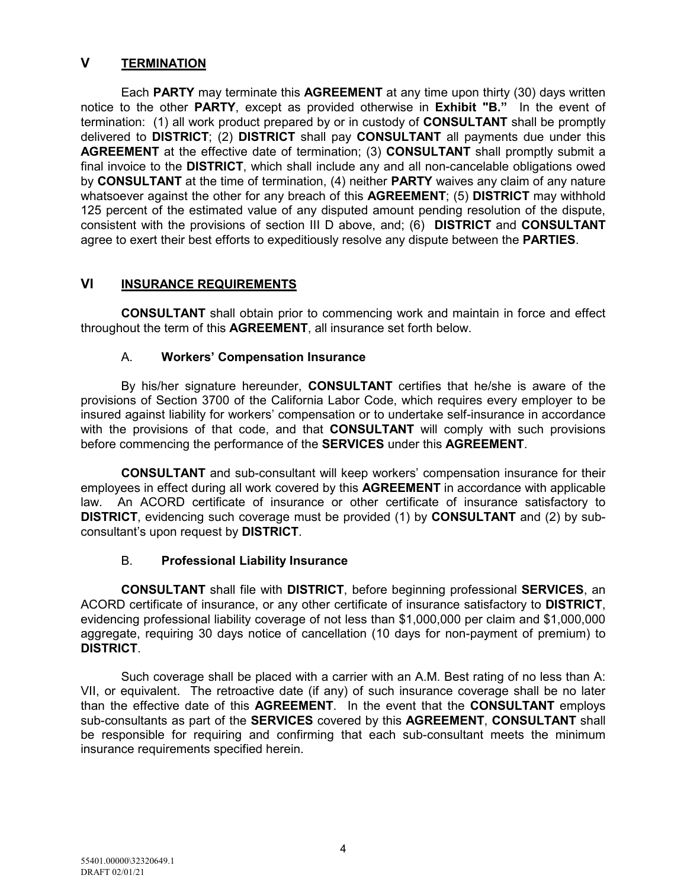## V TERMINATION

Each **PARTY** may terminate this **AGREEMENT** at any time upon thirty (30) days written notice to the other **PARTY**, except as provided otherwise in **Exhibit "B."** In the event of termination: (1) all work product prepared by or in custody of **CONSULTANT** shall be promptly delivered to **DISTRICT**; (2) **DISTRICT** shall pay **CONSULTANT** all payments due under this **AGREEMENT** at the effective date of termination; (3) **CONSULTANT** shall promptly submit a final invoice to the **DISTRICT**, which shall include any and all non-cancelable obligations owed by **CONSULTANT** at the time of termination, (4) neither **PARTY** waives any claim of any nature whatsoever against the other for any breach of this **AGREEMENT**; (5) **DISTRICT** may withhold 125 percent of the estimated value of any disputed amount pending resolution of the dispute, consistent with the provisions of section III D above, and; (6) **DISTRICT** and **CONSULTANT** agree to exert their best efforts to expeditiously resolve any dispute between the **PARTIES**.

## VI INSURANCE REQUIREMENTS

**CONSULTANT** shall obtain prior to commencing work and maintain in force and effect throughout the term of this **AGREEMENT**, all insurance set forth below.

### A. Workers' Compensation Insurance

By his/her signature hereunder, **CONSULTANT** certifies that he/she is aware of the provisions of Section 3700 of the California Labor Code, which requires every employer to be insured against liability for workers' compensation or to undertake self-insurance in accordance with the provisions of that code, and that **CONSULTANT** will comply with such provisions before commencing the performance of the **SERVICES** under this **AGREEMENT**.

**CONSULTANT** and sub-consultant will keep workers' compensation insurance for their employees in effect during all work covered by this **AGREEMENT** in accordance with applicable law. An ACORD certificate of insurance or other certificate of insurance satisfactory to **DISTRICT**, evidencing such coverage must be provided (1) by **CONSULTANT** and (2) by sub-consultant's upon request by **DISTRICT**.

### B. Professional Liability Insurance

**CONSULTANT** shall file with **DISTRICT**, before beginning professional **SERVICES**, an ACORD certificate of insurance, or any other certificate of insurance satisfactory to **DISTRICT**, evidencing professional liability coverage of not less than $1,000,000 per claim and $1,000,000 aggregate, requiring 30 days notice of cancellation (10 days for non-payment of premium) to **DISTRICT**.

Such coverage shall be placed with a carrier with an A.M. Best rating of no less than A: VII, or equivalent. The retroactive date (if any) of such insurance coverage shall be no later than the effective date of this **AGREEMENT**. In the event that the **CONSULTANT** employs sub-consultants as part of the **SERVICES** covered by this **AGREEMENT**, **CONSULTANT** shall be responsible for requiring and confirming that each sub-consultant meets the minimum insurance requirements specified herein.

55401.00000\32320649.1
DRAFT 02/01/21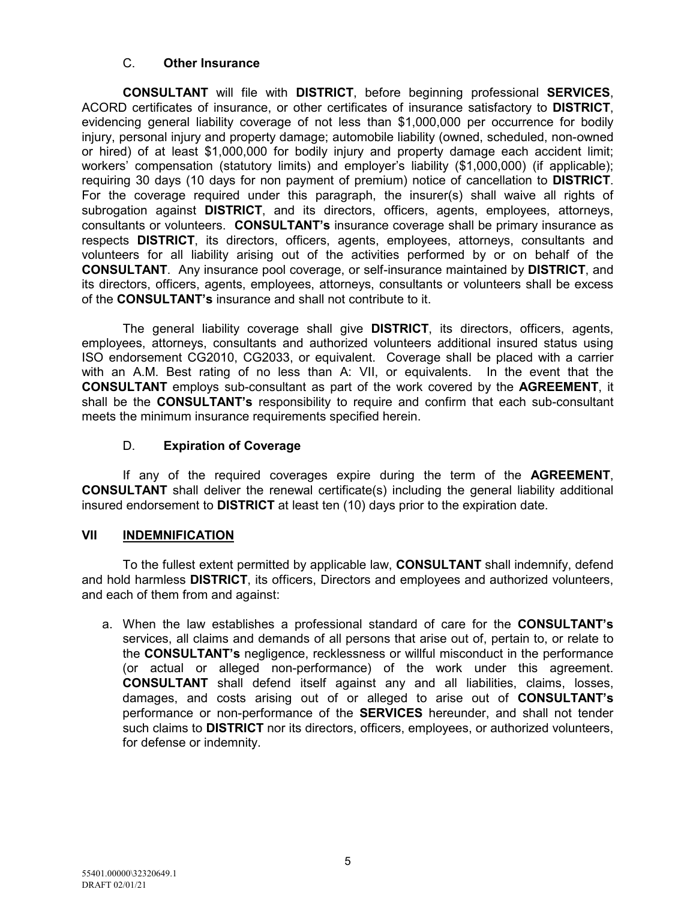### C. **Other Insurance**

**CONSULTANT** will file with **DISTRICT**, before beginning professional **SERVICES**, ACORD certificates of insurance, or other certificates of insurance satisfactory to **DISTRICT**, evidencing general liability coverage of not less than $1,000,000 per occurrence for bodily injury, personal injury and property damage; automobile liability (owned, scheduled, non-owned or hired) of at least $1,000,000 for bodily injury and property damage each accident limit; workers' compensation (statutory limits) and employer's liability ($1,000,000) (if applicable); requiring 30 days (10 days for non payment of premium) notice of cancellation to **DISTRICT**. For the coverage required under this paragraph, the insurer(s) shall waive all rights of subrogation against **DISTRICT**, and its directors, officers, agents, employees, attorneys, consultants or volunteers. **CONSULTANT's** insurance coverage shall be primary insurance as respects **DISTRICT**, its directors, officers, agents, employees, attorneys, consultants and volunteers for all liability arising out of the activities performed by or on behalf of the **CONSULTANT**. Any insurance pool coverage, or self-insurance maintained by **DISTRICT**, and its directors, officers, agents, employees, attorneys, consultants or volunteers shall be excess of the **CONSULTANT's** insurance and shall not contribute to it.

The general liability coverage shall give **DISTRICT**, its directors, officers, agents, employees, attorneys, consultants and authorized volunteers additional insured status using ISO endorsement CG2010, CG2033, or equivalent. Coverage shall be placed with a carrier with an A.M. Best rating of no less than A: VII, or equivalents. In the event that the **CONSULTANT** employs sub-consultant as part of the work covered by the **AGREEMENT**, it shall be the **CONSULTANT's** responsibility to require and confirm that each sub-consultant meets the minimum insurance requirements specified herein.

### D. **Expiration of Coverage**

If any of the required coverages expire during the term of the **AGREEMENT**, **CONSULTANT** shall deliver the renewal certificate(s) including the general liability additional insured endorsement to **DISTRICT** at least ten (10) days prior to the expiration date.

## VII <u>INDEMNIFICATION</u>

To the fullest extent permitted by applicable law, **CONSULTANT** shall indemnify, defend and hold harmless **DISTRICT**, its officers, Directors and employees and authorized volunteers, and each of them from and against:

a. When the law establishes a professional standard of care for the **CONSULTANT's** services, all claims and demands of all persons that arise out of, pertain to, or relate to the **CONSULTANT's** negligence, recklessness or willful misconduct in the performance (or actual or alleged non-performance) of the work under this agreement. **CONSULTANT** shall defend itself against any and all liabilities, claims, losses, damages, and costs arising out of or alleged to arise out of **CONSULTANT's** performance or non-performance of the **SERVICES** hereunder, and shall not tender such claims to **DISTRICT** nor its directors, officers, employees, or authorized volunteers, for defense or indemnity.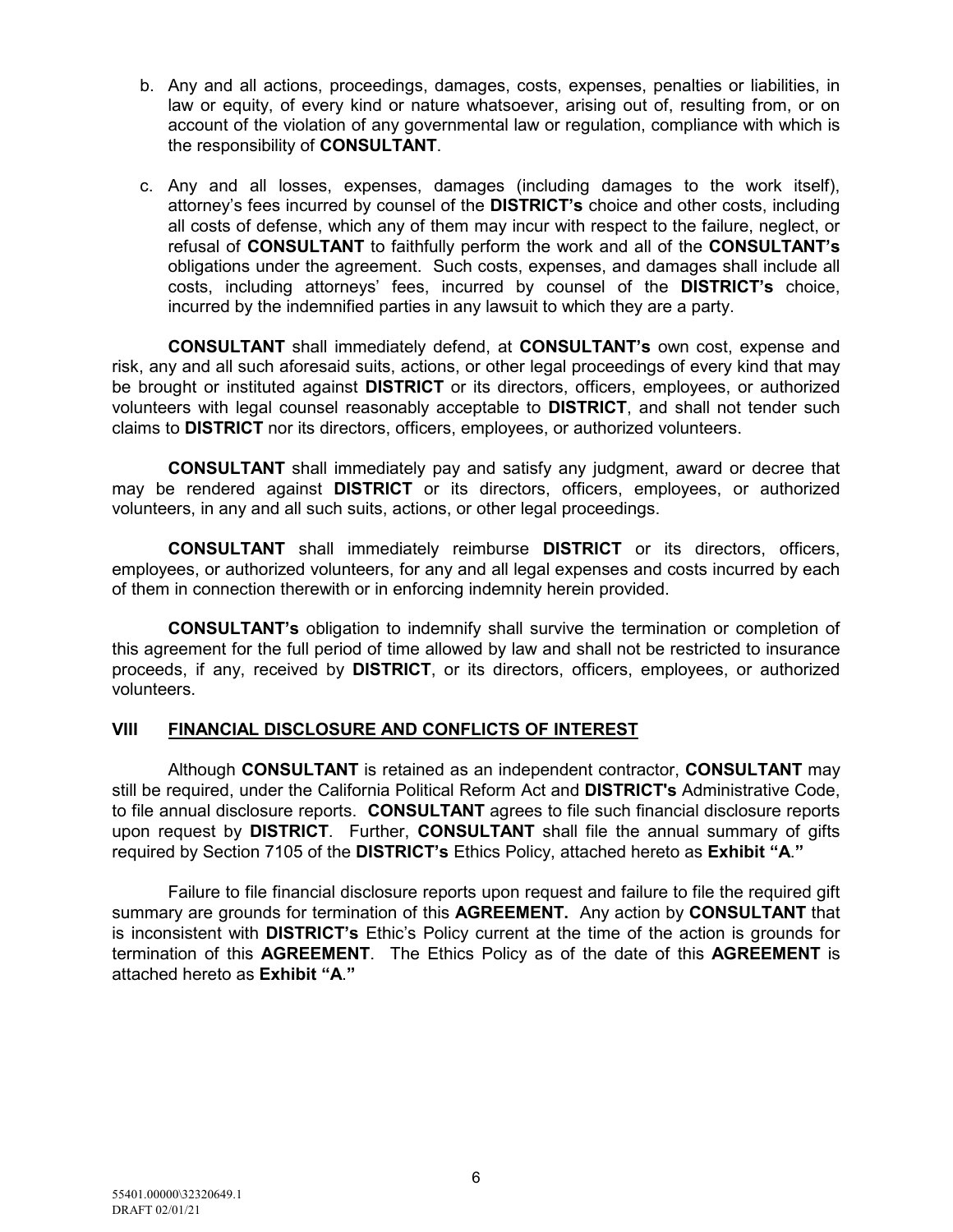b. Any and all actions, proceedings, damages, costs, expenses, penalties or liabilities, in law or equity, of every kind or nature whatsoever, arising out of, resulting from, or on account of the violation of any governmental law or regulation, compliance with which is the responsibility of **CONSULTANT**.

c. Any and all losses, expenses, damages (including damages to the work itself), attorney's fees incurred by counsel of the **DISTRICT's** choice and other costs, including all costs of defense, which any of them may incur with respect to the failure, neglect, or refusal of **CONSULTANT** to faithfully perform the work and all of the **CONSULTANT's** obligations under the agreement. Such costs, expenses, and damages shall include all costs, including attorneys' fees, incurred by counsel of the **DISTRICT's** choice, incurred by the indemnified parties in any lawsuit to which they are a party.

**CONSULTANT** shall immediately defend, at **CONSULTANT's** own cost, expense and risk, any and all such aforesaid suits, actions, or other legal proceedings of every kind that may be brought or instituted against **DISTRICT** or its directors, officers, employees, or authorized volunteers with legal counsel reasonably acceptable to **DISTRICT**, and shall not tender such claims to **DISTRICT** nor its directors, officers, employees, or authorized volunteers.

**CONSULTANT** shall immediately pay and satisfy any judgment, award or decree that may be rendered against **DISTRICT** or its directors, officers, employees, or authorized volunteers, in any and all such suits, actions, or other legal proceedings.

**CONSULTANT** shall immediately reimburse **DISTRICT** or its directors, officers, employees, or authorized volunteers, for any and all legal expenses and costs incurred by each of them in connection therewith or in enforcing indemnity herein provided.

**CONSULTANT's** obligation to indemnify shall survive the termination or completion of this agreement for the full period of time allowed by law and shall not be restricted to insurance proceeds, if any, received by **DISTRICT**, or its directors, officers, employees, or authorized volunteers.

## VIII FINANCIAL DISCLOSURE AND CONFLICTS OF INTEREST

Although **CONSULTANT** is retained as an independent contractor, **CONSULTANT** may still be required, under the California Political Reform Act and **DISTRICT's** Administrative Code, to file annual disclosure reports. **CONSULTANT** agrees to file such financial disclosure reports upon request by **DISTRICT**. Further, **CONSULTANT** shall file the annual summary of gifts required by Section 7105 of the **DISTRICT's** Ethics Policy, attached hereto as **Exhibit "A."**

Failure to file financial disclosure reports upon request and failure to file the required gift summary are grounds for termination of this **AGREEMENT.** Any action by **CONSULTANT** that is inconsistent with **DISTRICT's** Ethic's Policy current at the time of the action is grounds for termination of this **AGREEMENT**. The Ethics Policy as of the date of this **AGREEMENT** is attached hereto as **Exhibit "A."**

55401.00000\32320649.1
DRAFT 02/01/21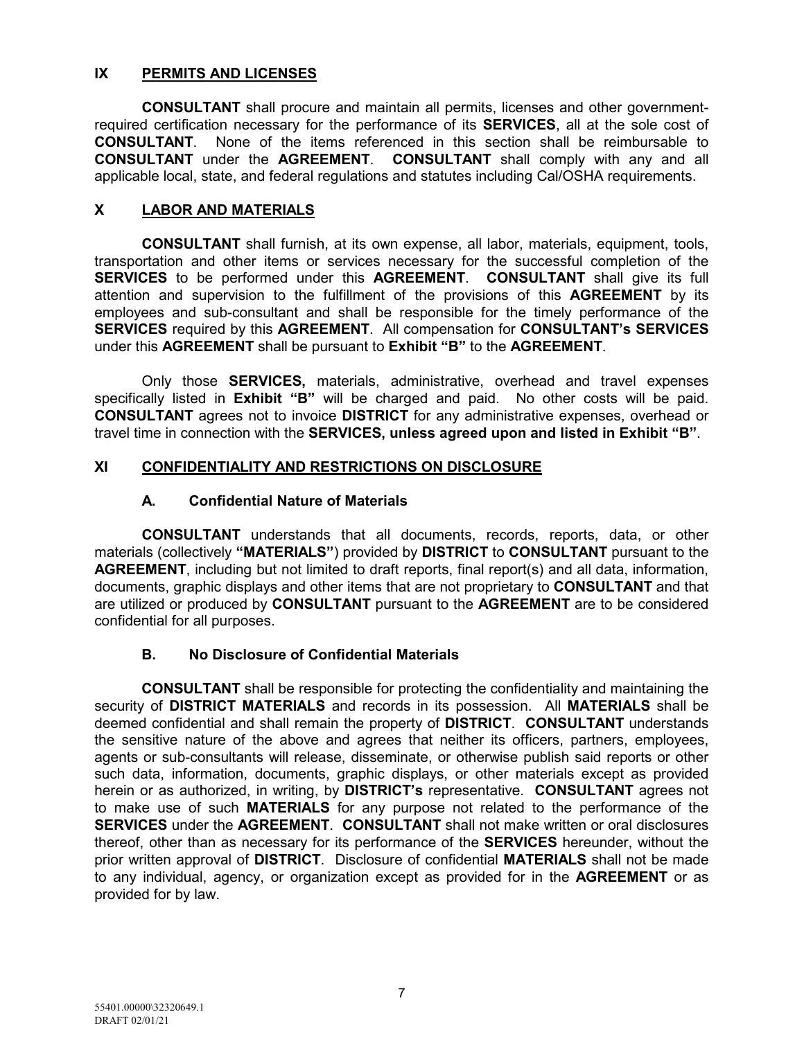## IX PERMITS AND LICENSES

**CONSULTANT** shall procure and maintain all permits, licenses and other government-required certification necessary for the performance of its **SERVICES**, all at the sole cost of **CONSULTANT**. None of the items referenced in this section shall be reimbursable to **CONSULTANT** under the **AGREEMENT**. **CONSULTANT** shall comply with any and all applicable local, state, and federal regulations and statutes including Cal/OSHA requirements.

## X LABOR AND MATERIALS

**CONSULTANT** shall furnish, at its own expense, all labor, materials, equipment, tools, transportation and other items or services necessary for the successful completion of the **SERVICES** to be performed under this **AGREEMENT**. **CONSULTANT** shall give its full attention and supervision to the fulfillment of the provisions of this **AGREEMENT** by its employees and sub-consultant and shall be responsible for the timely performance of the **SERVICES** required by this **AGREEMENT**. All compensation for **CONSULTANT's SERVICES** under this **AGREEMENT** shall be pursuant to **Exhibit "B"** to the **AGREEMENT**.

Only those **SERVICES,** materials, administrative, overhead and travel expenses specifically listed in **Exhibit "B"** will be charged and paid. No other costs will be paid. **CONSULTANT** agrees not to invoice **DISTRICT** for any administrative expenses, overhead or travel time in connection with the **SERVICES, unless agreed upon and listed in Exhibit "B"**.

## XI CONFIDENTIALITY AND RESTRICTIONS ON DISCLOSURE

### A. Confidential Nature of Materials

**CONSULTANT** understands that all documents, records, reports, data, or other materials (collectively **"MATERIALS"**) provided by **DISTRICT** to **CONSULTANT** pursuant to the **AGREEMENT**, including but not limited to draft reports, final report(s) and all data, information, documents, graphic displays and other items that are not proprietary to **CONSULTANT** and that are utilized or produced by **CONSULTANT** pursuant to the **AGREEMENT** are to be considered confidential for all purposes.

### B. No Disclosure of Confidential Materials

**CONSULTANT** shall be responsible for protecting the confidentiality and maintaining the security of **DISTRICT MATERIALS** and records in its possession. All **MATERIALS** shall be deemed confidential and shall remain the property of **DISTRICT**. **CONSULTANT** understands the sensitive nature of the above and agrees that neither its officers, partners, employees, agents or sub-consultants will release, disseminate, or otherwise publish said reports or other such data, information, documents, graphic displays, or other materials except as provided herein or as authorized, in writing, by **DISTRICT's** representative. **CONSULTANT** agrees not to make use of such **MATERIALS** for any purpose not related to the performance of the **SERVICES** under the **AGREEMENT**. **CONSULTANT** shall not make written or oral disclosures thereof, other than as necessary for its performance of the **SERVICES** hereunder, without the prior written approval of **DISTRICT**. Disclosure of confidential **MATERIALS** shall not be made to any individual, agency, or organization except as provided for in the **AGREEMENT** or as provided for by law.

55401.00000\32320649.1
DRAFT 02/01/21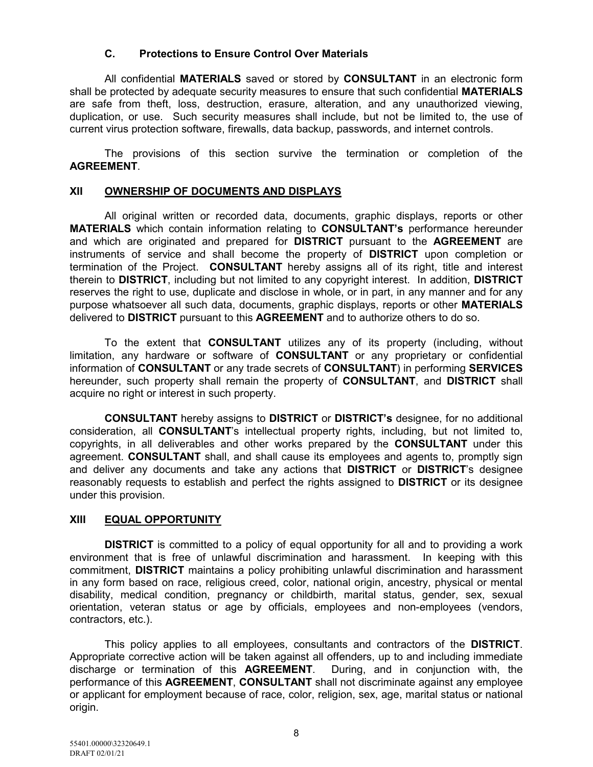### C. Protections to Ensure Control Over Materials

All confidential **MATERIALS** saved or stored by **CONSULTANT** in an electronic form shall be protected by adequate security measures to ensure that such confidential **MATERIALS** are safe from theft, loss, destruction, erasure, alteration, and any unauthorized viewing, duplication, or use. Such security measures shall include, but not be limited to, the use of current virus protection software, firewalls, data backup, passwords, and internet controls.

The provisions of this section survive the termination or completion of the **AGREEMENT**.

## XII OWNERSHIP OF DOCUMENTS AND DISPLAYS

All original written or recorded data, documents, graphic displays, reports or other **MATERIALS** which contain information relating to **CONSULTANT's** performance hereunder and which are originated and prepared for **DISTRICT** pursuant to the **AGREEMENT** are instruments of service and shall become the property of **DISTRICT** upon completion or termination of the Project. **CONSULTANT** hereby assigns all of its right, title and interest therein to **DISTRICT**, including but not limited to any copyright interest. In addition, **DISTRICT** reserves the right to use, duplicate and disclose in whole, or in part, in any manner and for any purpose whatsoever all such data, documents, graphic displays, reports or other **MATERIALS** delivered to **DISTRICT** pursuant to this **AGREEMENT** and to authorize others to do so.

To the extent that **CONSULTANT** utilizes any of its property (including, without limitation, any hardware or software of **CONSULTANT** or any proprietary or confidential information of **CONSULTANT** or any trade secrets of **CONSULTANT**) in performing **SERVICES** hereunder, such property shall remain the property of **CONSULTANT**, and **DISTRICT** shall acquire no right or interest in such property.

**CONSULTANT** hereby assigns to **DISTRICT** or **DISTRICT's** designee, for no additional consideration, all **CONSULTANT**'s intellectual property rights, including, but not limited to, copyrights, in all deliverables and other works prepared by the **CONSULTANT** under this agreement. **CONSULTANT** shall, and shall cause its employees and agents to, promptly sign and deliver any documents and take any actions that **DISTRICT** or **DISTRICT**'s designee reasonably requests to establish and perfect the rights assigned to **DISTRICT** or its designee under this provision.

## XIII EQUAL OPPORTUNITY

**DISTRICT** is committed to a policy of equal opportunity for all and to providing a work environment that is free of unlawful discrimination and harassment. In keeping with this commitment, **DISTRICT** maintains a policy prohibiting unlawful discrimination and harassment in any form based on race, religious creed, color, national origin, ancestry, physical or mental disability, medical condition, pregnancy or childbirth, marital status, gender, sex, sexual orientation, veteran status or age by officials, employees and non-employees (vendors, contractors, etc.).

This policy applies to all employees, consultants and contractors of the **DISTRICT**. Appropriate corrective action will be taken against all offenders, up to and including immediate discharge or termination of this **AGREEMENT**. During, and in conjunction with, the performance of this **AGREEMENT**, **CONSULTANT** shall not discriminate against any employee or applicant for employment because of race, color, religion, sex, age, marital status or national origin.

55401.00000\32320649.1
DRAFT 02/01/21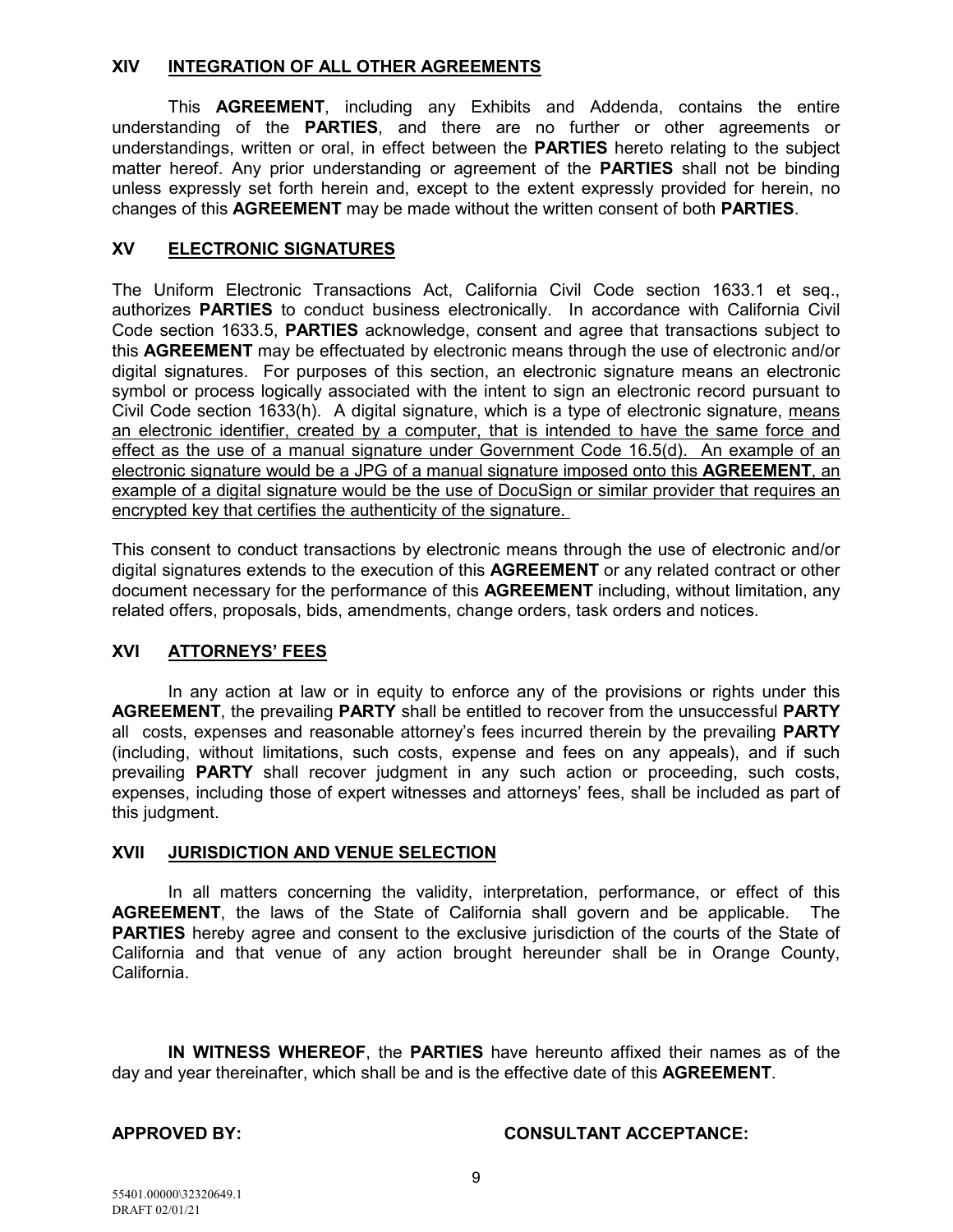## XIV INTEGRATION OF ALL OTHER AGREEMENTS

This **AGREEMENT**, including any Exhibits and Addenda, contains the entire understanding of the **PARTIES**, and there are no further or other agreements or understandings, written or oral, in effect between the **PARTIES** hereto relating to the subject matter hereof. Any prior understanding or agreement of the **PARTIES** shall not be binding unless expressly set forth herein and, except to the extent expressly provided for herein, no changes of this **AGREEMENT** may be made without the written consent of both **PARTIES**.

## XV ELECTRONIC SIGNATURES

The Uniform Electronic Transactions Act, California Civil Code section 1633.1 et seq., authorizes **PARTIES** to conduct business electronically. In accordance with California Civil Code section 1633.5, **PARTIES** acknowledge, consent and agree that transactions subject to this **AGREEMENT** may be effectuated by electronic means through the use of electronic and/or digital signatures. For purposes of this section, an electronic signature means an electronic symbol or process logically associated with the intent to sign an electronic record pursuant to Civil Code section 1633(h). A digital signature, which is a type of electronic signature, means an electronic identifier, created by a computer, that is intended to have the same force and effect as the use of a manual signature under Government Code 16.5(d). An example of an electronic signature would be a JPG of a manual signature imposed onto this **AGREEMENT**, an example of a digital signature would be the use of DocuSign or similar provider that requires an encrypted key that certifies the authenticity of the signature.

This consent to conduct transactions by electronic means through the use of electronic and/or digital signatures extends to the execution of this **AGREEMENT** or any related contract or other document necessary for the performance of this **AGREEMENT** including, without limitation, any related offers, proposals, bids, amendments, change orders, task orders and notices.

## XVI ATTORNEYS' FEES

In any action at law or in equity to enforce any of the provisions or rights under this **AGREEMENT**, the prevailing **PARTY** shall be entitled to recover from the unsuccessful **PARTY** all costs, expenses and reasonable attorney's fees incurred therein by the prevailing **PARTY** (including, without limitations, such costs, expense and fees on any appeals), and if such prevailing **PARTY** shall recover judgment in any such action or proceeding, such costs, expenses, including those of expert witnesses and attorneys' fees, shall be included as part of this judgment.

## XVII JURISDICTION AND VENUE SELECTION

In all matters concerning the validity, interpretation, performance, or effect of this **AGREEMENT**, the laws of the State of California shall govern and be applicable. The **PARTIES** hereby agree and consent to the exclusive jurisdiction of the courts of the State of California and that venue of any action brought hereunder shall be in Orange County, California.

**IN WITNESS WHEREOF**, the **PARTIES** have hereunto affixed their names as of the day and year thereinafter, which shall be and is the effective date of this **AGREEMENT**.

**APPROVED BY:** **CONSULTANT ACCEPTANCE:**

55401.00000\32320649.1
DRAFT 02/01/21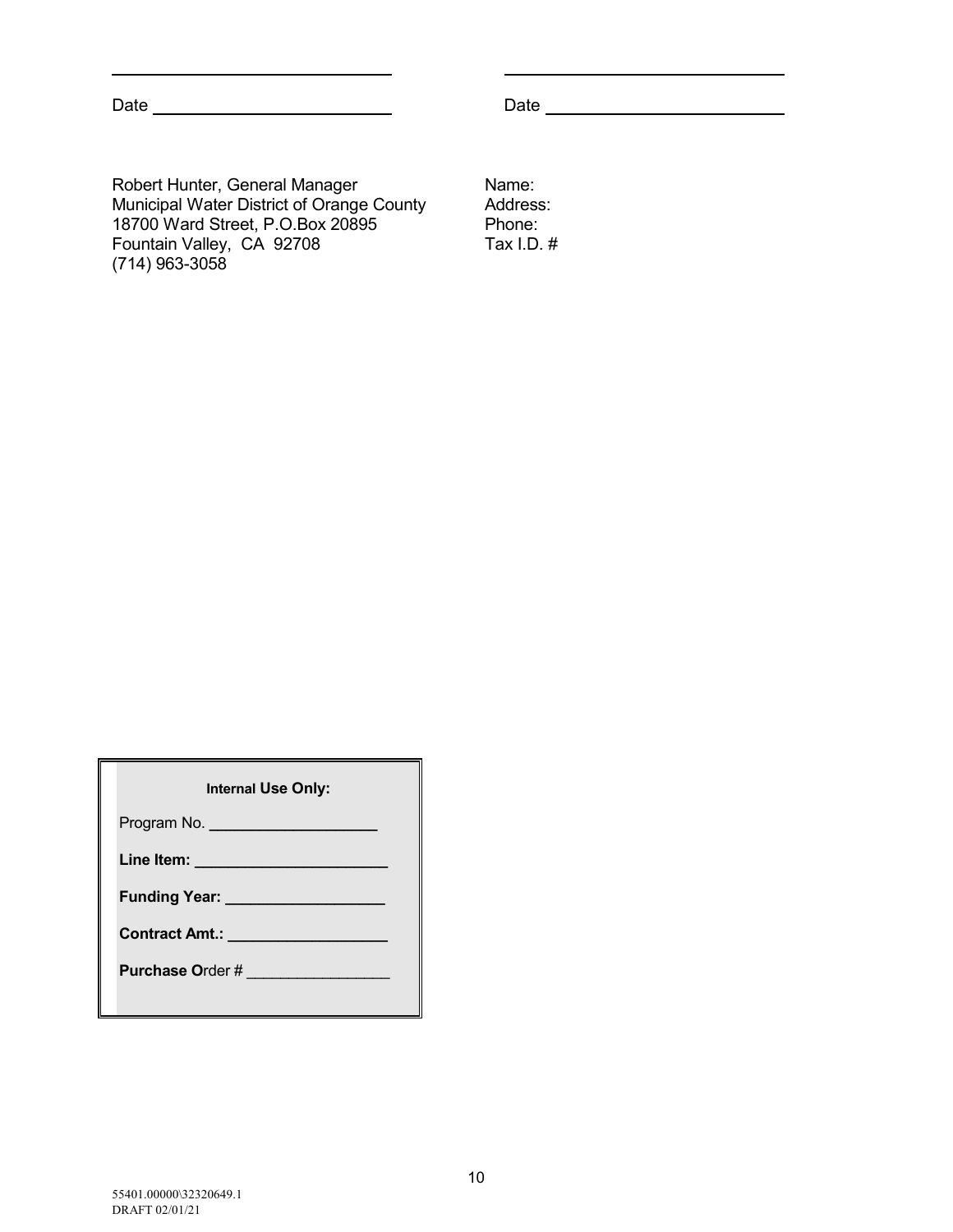\_\_\_\_\_\_\_\_\_\_\_\_\_\_\_\_\_\_\_\_\_\_\_\_\_\_\_\_\_\_ \_\_\_\_\_\_\_\_\_\_\_\_\_\_\_\_\_\_\_\_\_\_\_\_\_\_\_\_\_\_

Date \_\_\_\_\_\_\_\_\_\_\_\_\_\_\_\_\_\_\_\_\_\_\_\_\_ Date \_\_\_\_\_\_\_\_\_\_\_\_\_\_\_\_\_\_\_\_\_\_\_\_\_

Robert Hunter, General Manager
Municipal Water District of Orange County
18700 Ward Street, P.O.Box 20895
Fountain Valley, CA 92708
(714) 963-3058

Name:
Address:
Phone:
Tax I.D. #

**Internal Use Only:**

Program No. ___________________

**Line Item: ______________________**

**Funding Year: __________________**

**Contract Amt.: __________________**

**Purchase O**rder # ________________

55401.00000\32320649.1
DRAFT 02/01/21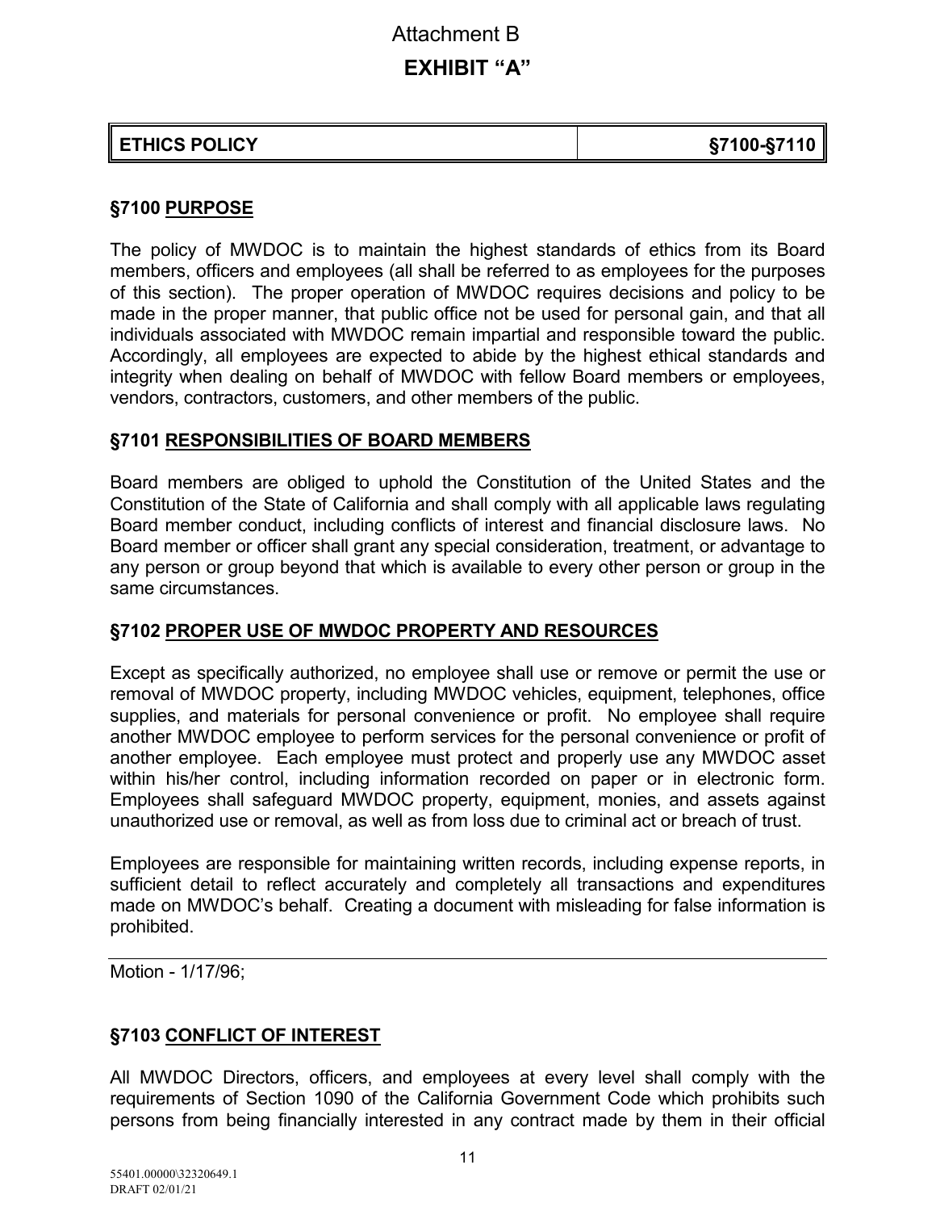Attachment B

**EXHIBIT "A"**

| ETHICS POLICY | §7100-§7110 |
| --- | --- |

### §7100 PURPOSE

The policy of MWDOC is to maintain the highest standards of ethics from its Board members, officers and employees (all shall be referred to as employees for the purposes of this section). The proper operation of MWDOC requires decisions and policy to be made in the proper manner, that public office not be used for personal gain, and that all individuals associated with MWDOC remain impartial and responsible toward the public. Accordingly, all employees are expected to abide by the highest ethical standards and integrity when dealing on behalf of MWDOC with fellow Board members or employees, vendors, contractors, customers, and other members of the public.

### §7101 RESPONSIBILITIES OF BOARD MEMBERS

Board members are obliged to uphold the Constitution of the United States and the Constitution of the State of California and shall comply with all applicable laws regulating Board member conduct, including conflicts of interest and financial disclosure laws. No Board member or officer shall grant any special consideration, treatment, or advantage to any person or group beyond that which is available to every other person or group in the same circumstances.

### §7102 PROPER USE OF MWDOC PROPERTY AND RESOURCES

Except as specifically authorized, no employee shall use or remove or permit the use or removal of MWDOC property, including MWDOC vehicles, equipment, telephones, office supplies, and materials for personal convenience or profit. No employee shall require another MWDOC employee to perform services for the personal convenience or profit of another employee. Each employee must protect and properly use any MWDOC asset within his/her control, including information recorded on paper or in electronic form. Employees shall safeguard MWDOC property, equipment, monies, and assets against unauthorized use or removal, as well as from loss due to criminal act or breach of trust.

Employees are responsible for maintaining written records, including expense reports, in sufficient detail to reflect accurately and completely all transactions and expenditures made on MWDOC's behalf. Creating a document with misleading for false information is prohibited.

---

Motion - 1/17/96;

### §7103 CONFLICT OF INTEREST

All MWDOC Directors, officers, and employees at every level shall comply with the requirements of Section 1090 of the California Government Code which prohibits such persons from being financially interested in any contract made by them in their official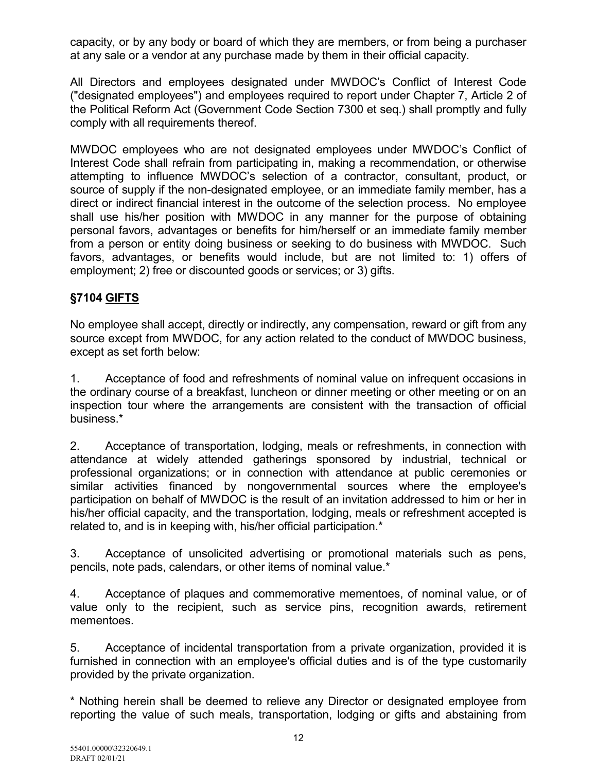capacity, or by any body or board of which they are members, or from being a purchaser at any sale or a vendor at any purchase made by them in their official capacity.

All Directors and employees designated under MWDOC's Conflict of Interest Code ("designated employees") and employees required to report under Chapter 7, Article 2 of the Political Reform Act (Government Code Section 7300 et seq.) shall promptly and fully comply with all requirements thereof.

MWDOC employees who are not designated employees under MWDOC's Conflict of Interest Code shall refrain from participating in, making a recommendation, or otherwise attempting to influence MWDOC's selection of a contractor, consultant, product, or source of supply if the non-designated employee, or an immediate family member, has a direct or indirect financial interest in the outcome of the selection process. No employee shall use his/her position with MWDOC in any manner for the purpose of obtaining personal favors, advantages or benefits for him/herself or an immediate family member from a person or entity doing business or seeking to do business with MWDOC. Such favors, advantages, or benefits would include, but are not limited to: 1) offers of employment; 2) free or discounted goods or services; or 3) gifts.

### §7104 GIFTS

No employee shall accept, directly or indirectly, any compensation, reward or gift from any source except from MWDOC, for any action related to the conduct of MWDOC business, except as set forth below:

1. Acceptance of food and refreshments of nominal value on infrequent occasions in the ordinary course of a breakfast, luncheon or dinner meeting or other meeting or on an inspection tour where the arrangements are consistent with the transaction of official business.*

2. Acceptance of transportation, lodging, meals or refreshments, in connection with attendance at widely attended gatherings sponsored by industrial, technical or professional organizations; or in connection with attendance at public ceremonies or similar activities financed by nongovernmental sources where the employee's participation on behalf of MWDOC is the result of an invitation addressed to him or her in his/her official capacity, and the transportation, lodging, meals or refreshment accepted is related to, and is in keeping with, his/her official participation.*

3. Acceptance of unsolicited advertising or promotional materials such as pens, pencils, note pads, calendars, or other items of nominal value.*

4. Acceptance of plaques and commemorative mementoes, of nominal value, or of value only to the recipient, such as service pins, recognition awards, retirement mementoes.

5. Acceptance of incidental transportation from a private organization, provided it is furnished in connection with an employee's official duties and is of the type customarily provided by the private organization.

* Nothing herein shall be deemed to relieve any Director or designated employee from reporting the value of such meals, transportation, lodging or gifts and abstaining from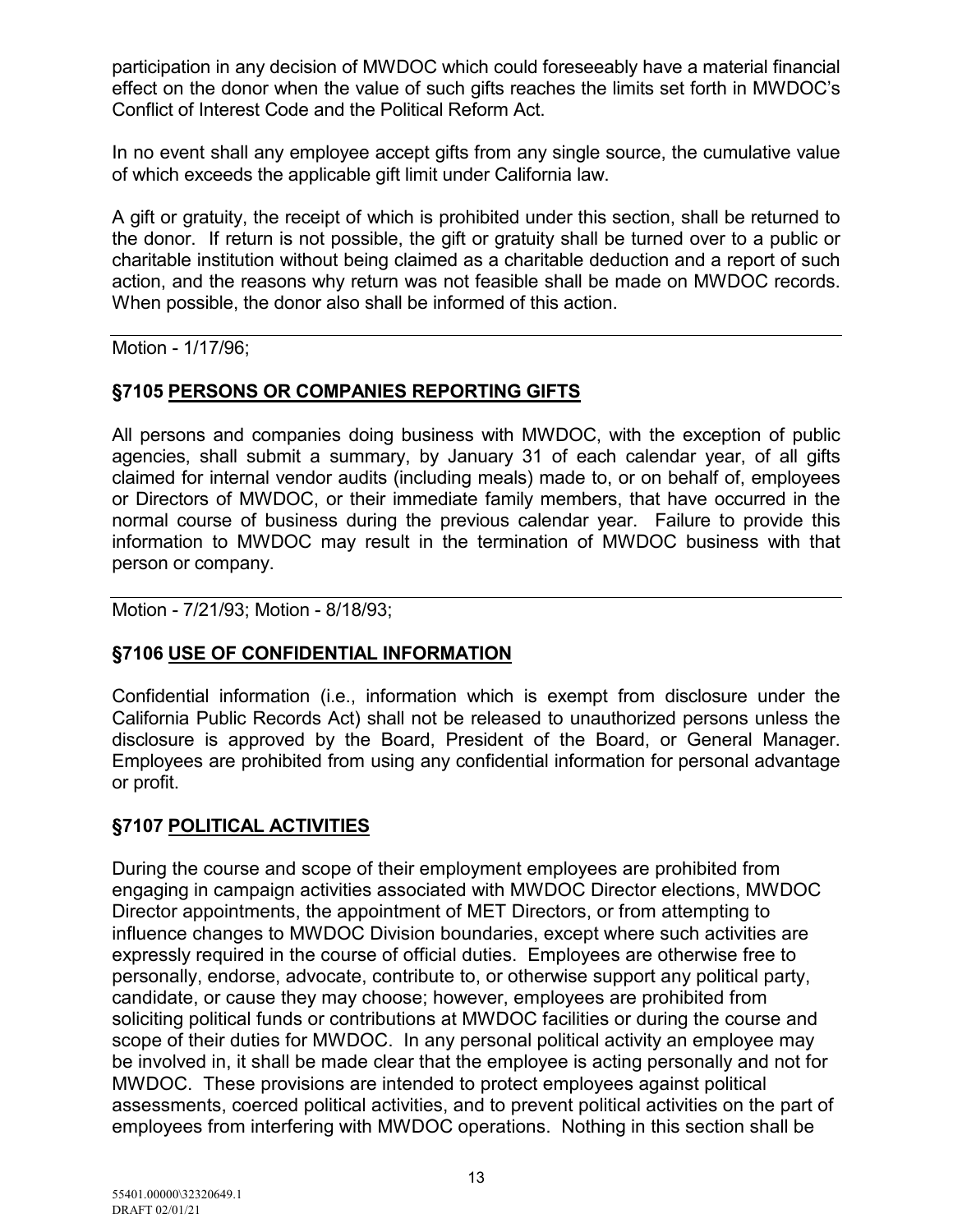participation in any decision of MWDOC which could foreseeably have a material financial effect on the donor when the value of such gifts reaches the limits set forth in MWDOC's Conflict of Interest Code and the Political Reform Act.

In no event shall any employee accept gifts from any single source, the cumulative value of which exceeds the applicable gift limit under California law.

A gift or gratuity, the receipt of which is prohibited under this section, shall be returned to the donor. If return is not possible, the gift or gratuity shall be turned over to a public or charitable institution without being claimed as a charitable deduction and a report of such action, and the reasons why return was not feasible shall be made on MWDOC records. When possible, the donor also shall be informed of this action.

---

Motion - 1/17/96;

### §7105 PERSONS OR COMPANIES REPORTING GIFTS

All persons and companies doing business with MWDOC, with the exception of public agencies, shall submit a summary, by January 31 of each calendar year, of all gifts claimed for internal vendor audits (including meals) made to, or on behalf of, employees or Directors of MWDOC, or their immediate family members, that have occurred in the normal course of business during the previous calendar year. Failure to provide this information to MWDOC may result in the termination of MWDOC business with that person or company.

---

Motion - 7/21/93; Motion - 8/18/93;

### §7106 USE OF CONFIDENTIAL INFORMATION

Confidential information (i.e., information which is exempt from disclosure under the California Public Records Act) shall not be released to unauthorized persons unless the disclosure is approved by the Board, President of the Board, or General Manager. Employees are prohibited from using any confidential information for personal advantage or profit.

### §7107 POLITICAL ACTIVITIES

During the course and scope of their employment employees are prohibited from engaging in campaign activities associated with MWDOC Director elections, MWDOC Director appointments, the appointment of MET Directors, or from attempting to influence changes to MWDOC Division boundaries, except where such activities are expressly required in the course of official duties. Employees are otherwise free to personally, endorse, advocate, contribute to, or otherwise support any political party, candidate, or cause they may choose; however, employees are prohibited from soliciting political funds or contributions at MWDOC facilities or during the course and scope of their duties for MWDOC. In any personal political activity an employee may be involved in, it shall be made clear that the employee is acting personally and not for MWDOC. These provisions are intended to protect employees against political assessments, coerced political activities, and to prevent political activities on the part of employees from interfering with MWDOC operations. Nothing in this section shall be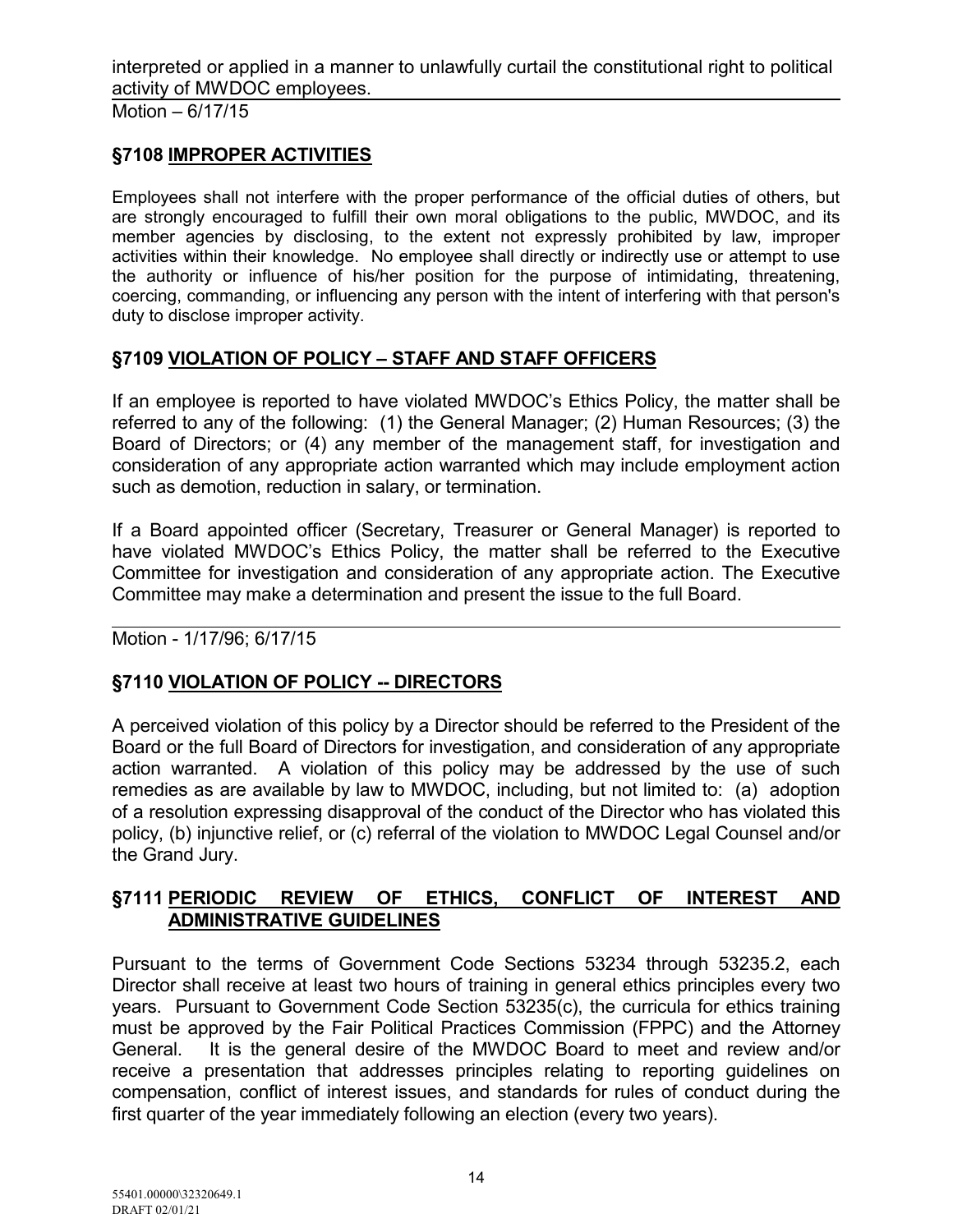interpreted or applied in a manner to unlawfully curtail the constitutional right to political activity of MWDOC employees.

Motion – 6/17/15

## §7108 IMPROPER ACTIVITIES

Employees shall not interfere with the proper performance of the official duties of others, but are strongly encouraged to fulfill their own moral obligations to the public, MWDOC, and its member agencies by disclosing, to the extent not expressly prohibited by law, improper activities within their knowledge. No employee shall directly or indirectly use or attempt to use the authority or influence of his/her position for the purpose of intimidating, threatening, coercing, commanding, or influencing any person with the intent of interfering with that person's duty to disclose improper activity.

## §7109 VIOLATION OF POLICY – STAFF AND STAFF OFFICERS

If an employee is reported to have violated MWDOC's Ethics Policy, the matter shall be referred to any of the following: (1) the General Manager; (2) Human Resources; (3) the Board of Directors; or (4) any member of the management staff, for investigation and consideration of any appropriate action warranted which may include employment action such as demotion, reduction in salary, or termination.

If a Board appointed officer (Secretary, Treasurer or General Manager) is reported to have violated MWDOC's Ethics Policy, the matter shall be referred to the Executive Committee for investigation and consideration of any appropriate action. The Executive Committee may make a determination and present the issue to the full Board.

Motion - 1/17/96; 6/17/15

## §7110 VIOLATION OF POLICY -- DIRECTORS

A perceived violation of this policy by a Director should be referred to the President of the Board or the full Board of Directors for investigation, and consideration of any appropriate action warranted. A violation of this policy may be addressed by the use of such remedies as are available by law to MWDOC, including, but not limited to: (a) adoption of a resolution expressing disapproval of the conduct of the Director who has violated this policy, (b) injunctive relief, or (c) referral of the violation to MWDOC Legal Counsel and/or the Grand Jury.

## §7111 PERIODIC REVIEW OF ETHICS, CONFLICT OF INTEREST AND ADMINISTRATIVE GUIDELINES

Pursuant to the terms of Government Code Sections 53234 through 53235.2, each Director shall receive at least two hours of training in general ethics principles every two years. Pursuant to Government Code Section 53235(c), the curricula for ethics training must be approved by the Fair Political Practices Commission (FPPC) and the Attorney General. It is the general desire of the MWDOC Board to meet and review and/or receive a presentation that addresses principles relating to reporting guidelines on compensation, conflict of interest issues, and standards for rules of conduct during the first quarter of the year immediately following an election (every two years).

55401.00000\32320649.1
DRAFT 02/01/21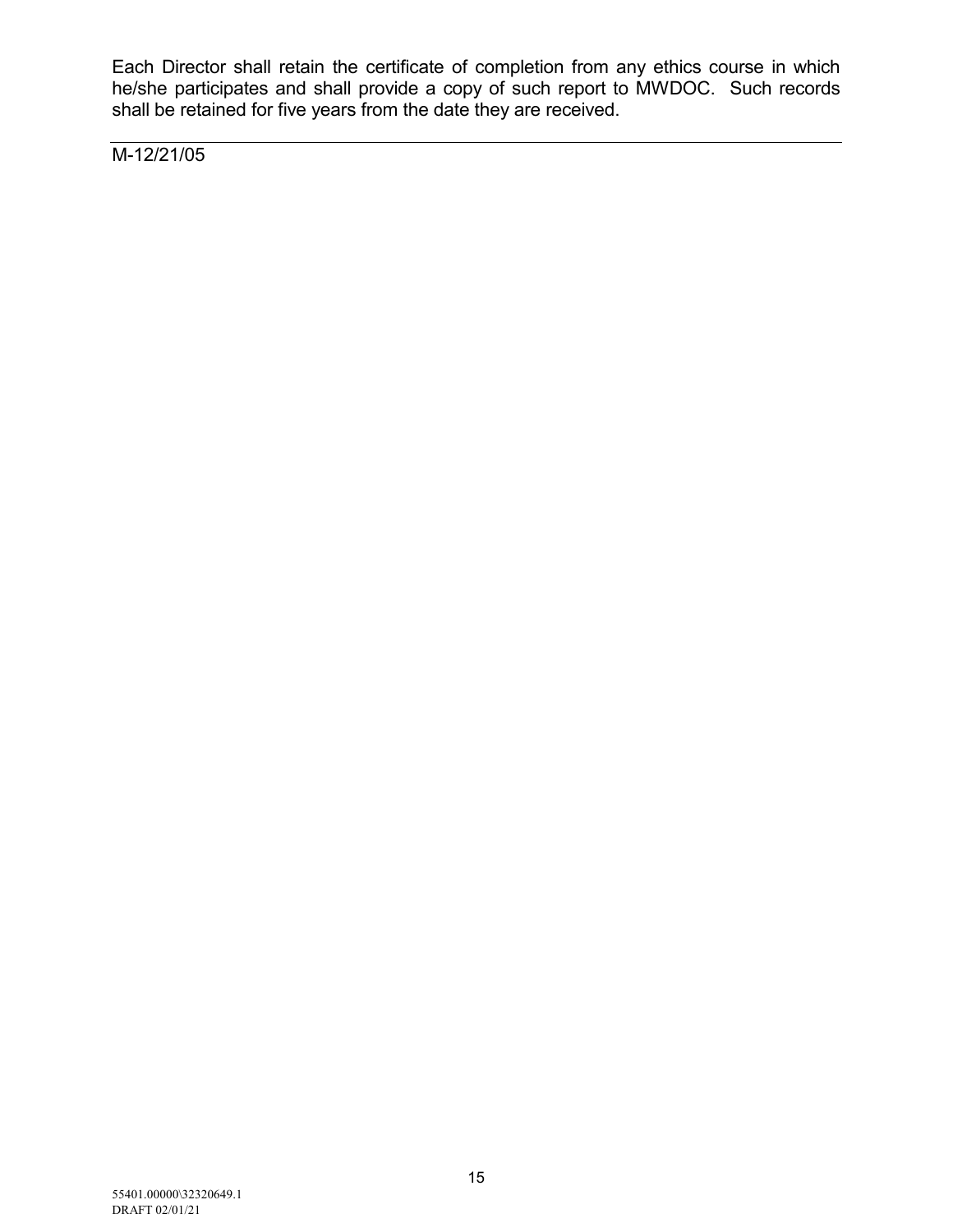Each Director shall retain the certificate of completion from any ethics course in which he/she participates and shall provide a copy of such report to MWDOC. Such records shall be retained for five years from the date they are received.

---

M-12/21/05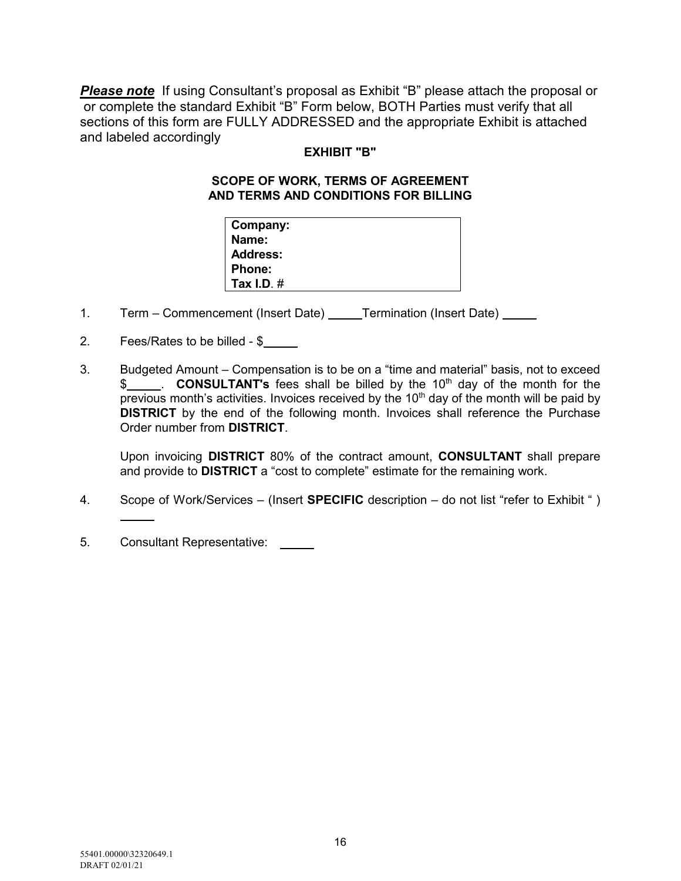***Please note*** If using Consultant's proposal as Exhibit "B" please attach the proposal or or complete the standard Exhibit "B" Form below, BOTH Parties must verify that all sections of this form are FULLY ADDRESSED and the appropriate Exhibit is attached and labeled accordingly

**EXHIBIT "B"**

**SCOPE OF WORK, TERMS OF AGREEMENT AND TERMS AND CONDITIONS FOR BILLING**

| |
|---|
| **Company:**<br>**Name:**<br>**Address:**<br>**Phone:**<br>**Tax I.D**. # |

1. Term – Commencement (Insert Date) _____ Termination (Insert Date) _____

2. Fees/Rates to be billed - $_____

3. Budgeted Amount – Compensation is to be on a "time and material" basis, not to exceed $_____. **CONSULTANT's** fees shall be billed by the 10th day of the month for the previous month's activities. Invoices received by the 10th day of the month will be paid by **DISTRICT** by the end of the following month. Invoices shall reference the Purchase Order number from **DISTRICT**.

   Upon invoicing **DISTRICT** 80% of the contract amount, **CONSULTANT** shall prepare and provide to **DISTRICT** a "cost to complete" estimate for the remaining work.

4. Scope of Work/Services – (Insert **SPECIFIC** description – do not list "refer to Exhibit " )
   _____

5. Consultant Representative: _____

55401.00000\32320649.1
DRAFT 02/01/21